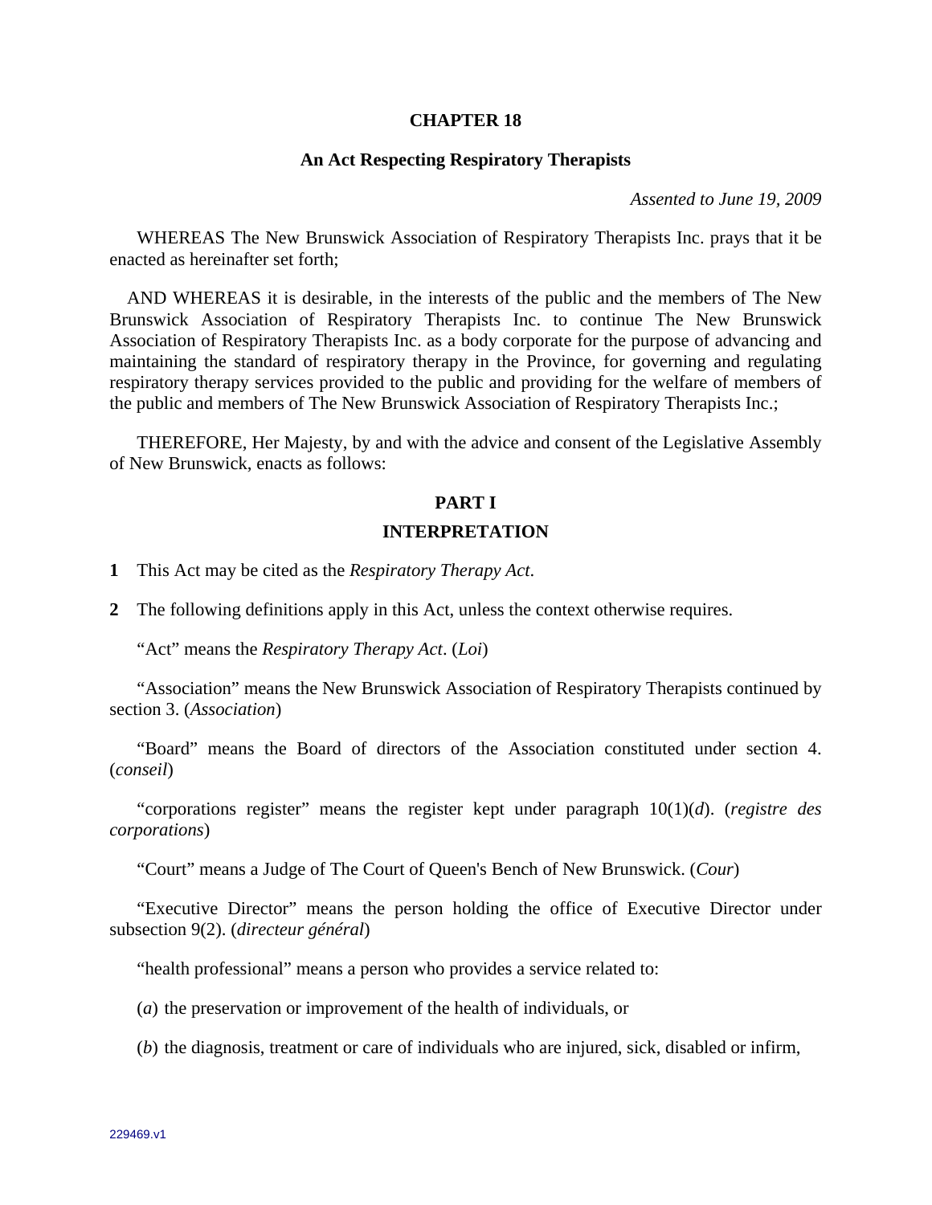# CHAPTER 18

## An Act Respecting Respiratory Therapists

*Assented to June 19, 2009*

WHEREAS The New Brunswick Association of Respiratory Therapists Inc. prays that it be enacted as hereinafter set forth;

AND WHEREAS it is desirable, in the interests of the public and the members of The New Brunswick Association of Respiratory Therapists Inc. to continue The New Brunswick Association of Respiratory Therapists Inc. as a body corporate for the purpose of advancing and maintaining the standard of respiratory therapy in the Province, for governing and regulating respiratory therapy services provided to the public and providing for the welfare of members of the public and members of The New Brunswick Association of Respiratory Therapists Inc.;

THEREFORE, Her Majesty, by and with the advice and consent of the Legislative Assembly of New Brunswick, enacts as follows:

## PART I

## INTERPRETATION

**1** This Act may be cited as the *Respiratory Therapy Act*.

**2** The following definitions apply in this Act, unless the context otherwise requires.

"Act" means the *Respiratory Therapy Act*. (*Loi*)

"Association" means the New Brunswick Association of Respiratory Therapists continued by section 3. (*Association*)

"Board" means the Board of directors of the Association constituted under section 4. (*conseil*)

"corporations register" means the register kept under paragraph 10(1)(*d*). (*registre des corporations*)

"Court" means a Judge of The Court of Queen's Bench of New Brunswick. (*Cour*)

"Executive Director" means the person holding the office of Executive Director under subsection 9(2). (*directeur général*)

"health professional" means a person who provides a service related to:

(*a*) the preservation or improvement of the health of individuals, or

(*b*) the diagnosis, treatment or care of individuals who are injured, sick, disabled or infirm,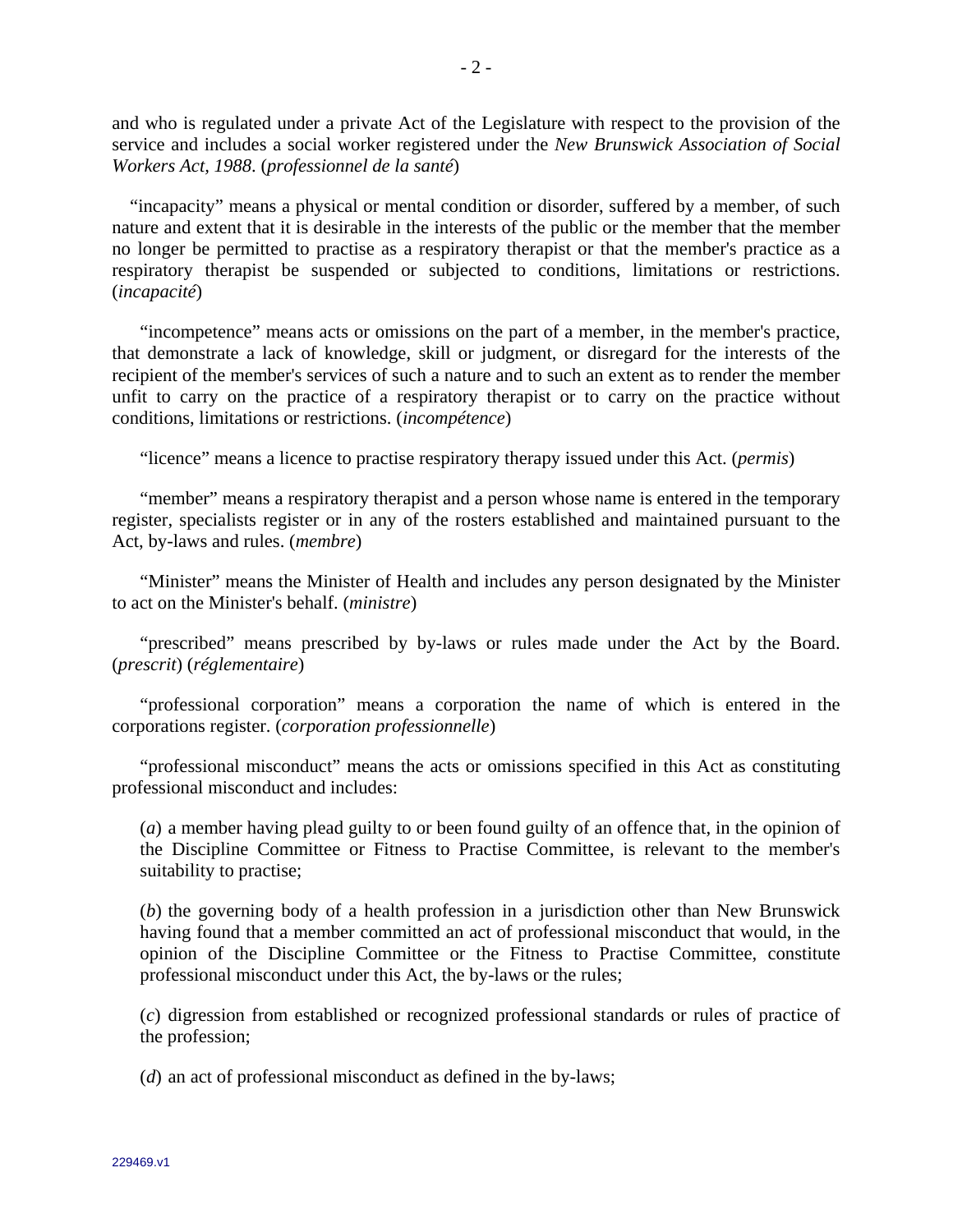and who is regulated under a private Act of the Legislature with respect to the provision of the service and includes a social worker registered under the *New Brunswick Association of Social Workers Act, 1988*. (*professionnel de la santé*)

"incapacity" means a physical or mental condition or disorder, suffered by a member, of such nature and extent that it is desirable in the interests of the public or the member that the member no longer be permitted to practise as a respiratory therapist or that the member's practice as a respiratory therapist be suspended or subjected to conditions, limitations or restrictions. (*incapacité*)

"incompetence" means acts or omissions on the part of a member, in the member's practice, that demonstrate a lack of knowledge, skill or judgment, or disregard for the interests of the recipient of the member's services of such a nature and to such an extent as to render the member unfit to carry on the practice of a respiratory therapist or to carry on the practice without conditions, limitations or restrictions. (*incompétence*)

"licence" means a licence to practise respiratory therapy issued under this Act. (*permis*)

"member" means a respiratory therapist and a person whose name is entered in the temporary register, specialists register or in any of the rosters established and maintained pursuant to the Act, by-laws and rules. (*membre*)

"Minister" means the Minister of Health and includes any person designated by the Minister to act on the Minister's behalf. (*ministre*)

"prescribed" means prescribed by by-laws or rules made under the Act by the Board. (*prescrit*) (*réglementaire*)

"professional corporation" means a corporation the name of which is entered in the corporations register. (*corporation professionnelle*)

"professional misconduct" means the acts or omissions specified in this Act as constituting professional misconduct and includes:

(*a*) a member having plead guilty to or been found guilty of an offence that, in the opinion of the Discipline Committee or Fitness to Practise Committee, is relevant to the member's suitability to practise;

(*b*) the governing body of a health profession in a jurisdiction other than New Brunswick having found that a member committed an act of professional misconduct that would, in the opinion of the Discipline Committee or the Fitness to Practise Committee, constitute professional misconduct under this Act, the by-laws or the rules;

(*c*) digression from established or recognized professional standards or rules of practice of the profession;

(*d*) an act of professional misconduct as defined in the by-laws;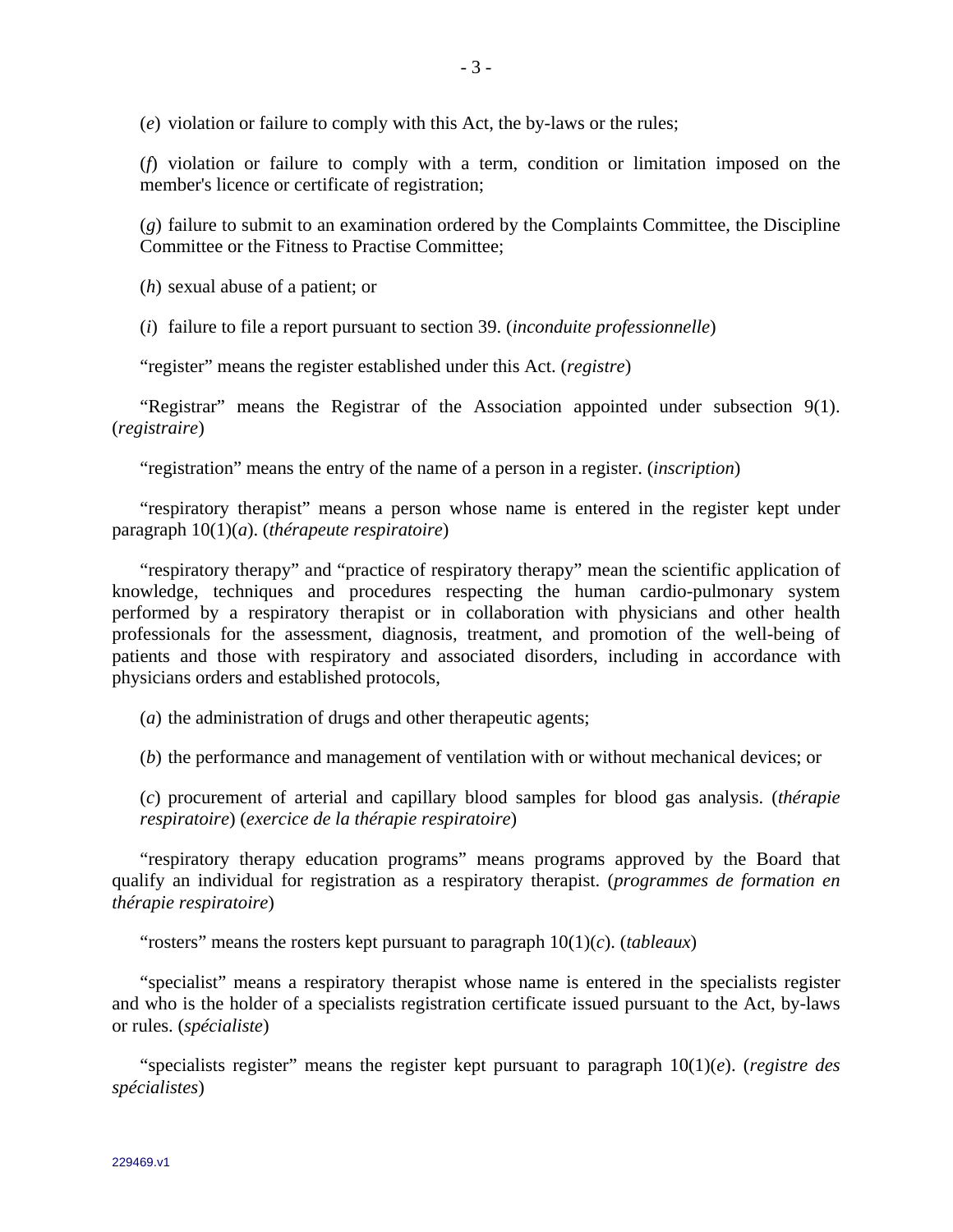(*e*) violation or failure to comply with this Act, the by-laws or the rules;

(*f*) violation or failure to comply with a term, condition or limitation imposed on the member's licence or certificate of registration;

(*g*) failure to submit to an examination ordered by the Complaints Committee, the Discipline Committee or the Fitness to Practise Committee;

(*h*) sexual abuse of a patient; or

(*i*) failure to file a report pursuant to section 39. (*inconduite professionnelle*)

"register" means the register established under this Act. (*registre*)

"Registrar" means the Registrar of the Association appointed under subsection 9(1). (*registraire*)

"registration" means the entry of the name of a person in a register. (*inscription*)

"respiratory therapist" means a person whose name is entered in the register kept under paragraph 10(1)(*a*). (*thérapeute respiratoire*)

"respiratory therapy" and "practice of respiratory therapy" mean the scientific application of knowledge, techniques and procedures respecting the human cardio-pulmonary system performed by a respiratory therapist or in collaboration with physicians and other health professionals for the assessment, diagnosis, treatment, and promotion of the well-being of patients and those with respiratory and associated disorders, including in accordance with physicians orders and established protocols,

(*a*) the administration of drugs and other therapeutic agents;

(*b*) the performance and management of ventilation with or without mechanical devices; or

(*c*) procurement of arterial and capillary blood samples for blood gas analysis. (*thérapie respiratoire*) (*exercice de la thérapie respiratoire*)

"respiratory therapy education programs" means programs approved by the Board that qualify an individual for registration as a respiratory therapist. (*programmes de formation en thérapie respiratoire*)

"rosters" means the rosters kept pursuant to paragraph 10(1)(*c*). (*tableaux*)

"specialist" means a respiratory therapist whose name is entered in the specialists register and who is the holder of a specialists registration certificate issued pursuant to the Act, by-laws or rules. (*spécialiste*)

"specialists register" means the register kept pursuant to paragraph 10(1)(*e*). (*registre des spécialistes*)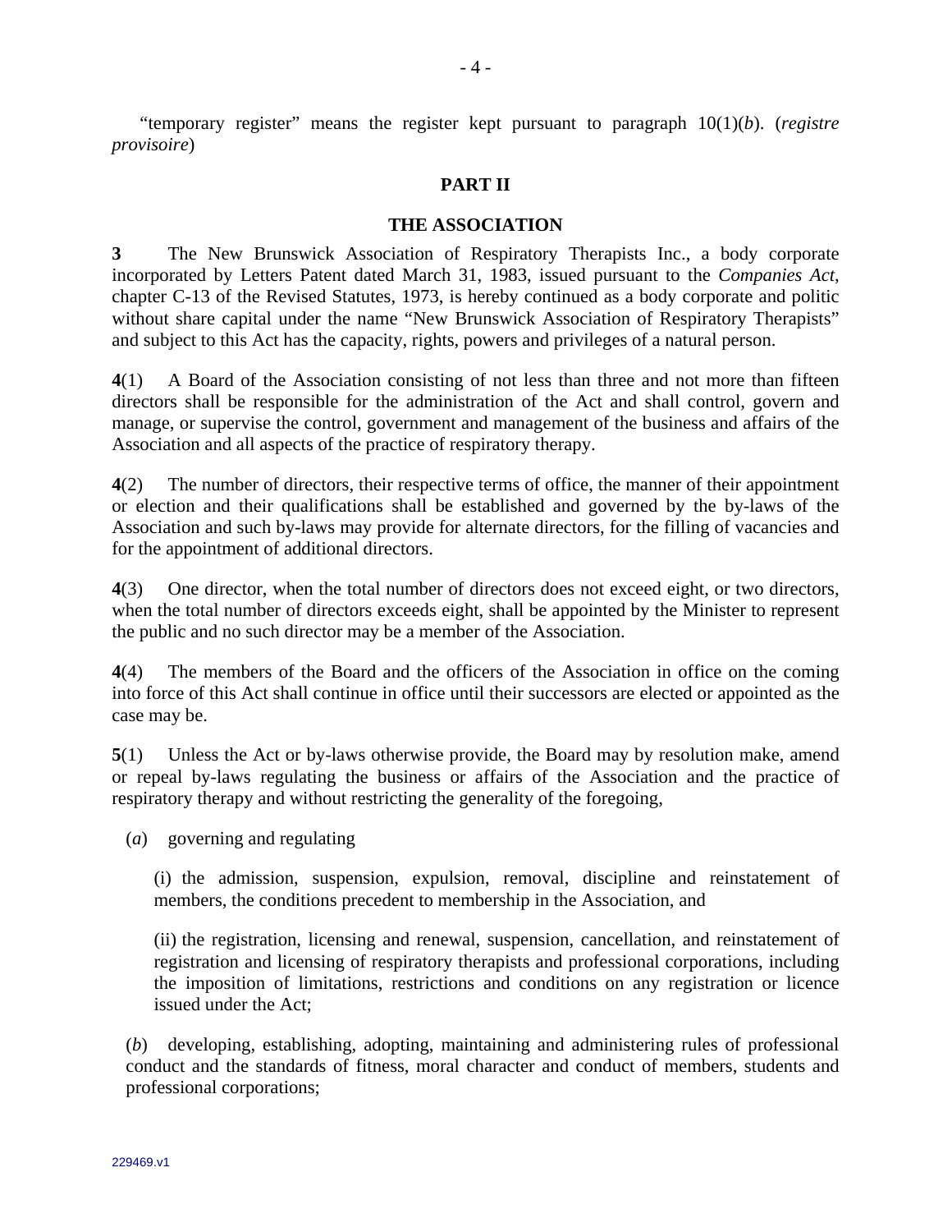"temporary register" means the register kept pursuant to paragraph 10(1)(*b*). (*registre provisoire*)

## PART II

## THE ASSOCIATION

**3** The New Brunswick Association of Respiratory Therapists Inc., a body corporate incorporated by Letters Patent dated March 31, 1983, issued pursuant to the *Companies Act*, chapter C-13 of the Revised Statutes, 1973, is hereby continued as a body corporate and politic without share capital under the name "New Brunswick Association of Respiratory Therapists" and subject to this Act has the capacity, rights, powers and privileges of a natural person.

**4**(1) A Board of the Association consisting of not less than three and not more than fifteen directors shall be responsible for the administration of the Act and shall control, govern and manage, or supervise the control, government and management of the business and affairs of the Association and all aspects of the practice of respiratory therapy.

**4**(2) The number of directors, their respective terms of office, the manner of their appointment or election and their qualifications shall be established and governed by the by-laws of the Association and such by-laws may provide for alternate directors, for the filling of vacancies and for the appointment of additional directors.

**4**(3) One director, when the total number of directors does not exceed eight, or two directors, when the total number of directors exceeds eight, shall be appointed by the Minister to represent the public and no such director may be a member of the Association.

**4**(4) The members of the Board and the officers of the Association in office on the coming into force of this Act shall continue in office until their successors are elected or appointed as the case may be.

**5**(1) Unless the Act or by-laws otherwise provide, the Board may by resolution make, amend or repeal by-laws regulating the business or affairs of the Association and the practice of respiratory therapy and without restricting the generality of the foregoing,

(*a*) governing and regulating

(i) the admission, suspension, expulsion, removal, discipline and reinstatement of members, the conditions precedent to membership in the Association, and

(ii) the registration, licensing and renewal, suspension, cancellation, and reinstatement of registration and licensing of respiratory therapists and professional corporations, including the imposition of limitations, restrictions and conditions on any registration or licence issued under the Act;

(*b*) developing, establishing, adopting, maintaining and administering rules of professional conduct and the standards of fitness, moral character and conduct of members, students and professional corporations;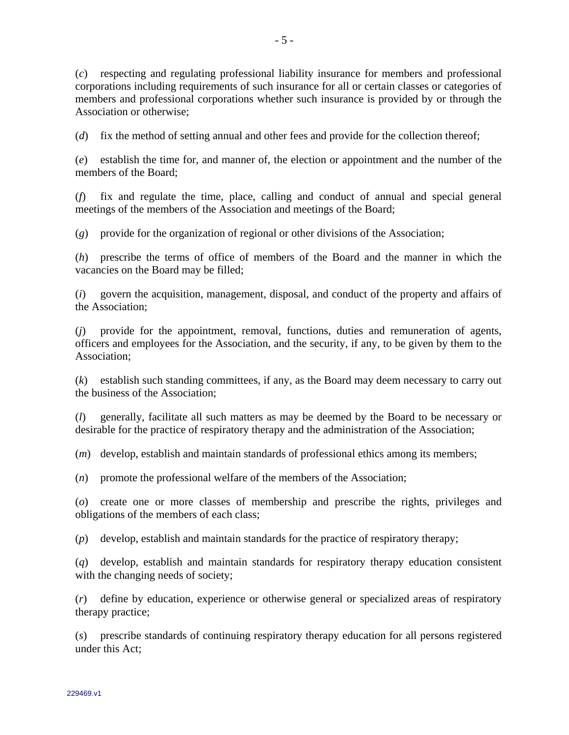(*c*) respecting and regulating professional liability insurance for members and professional corporations including requirements of such insurance for all or certain classes or categories of members and professional corporations whether such insurance is provided by or through the Association or otherwise;

(*d*) fix the method of setting annual and other fees and provide for the collection thereof;

(*e*) establish the time for, and manner of, the election or appointment and the number of the members of the Board;

(*f*) fix and regulate the time, place, calling and conduct of annual and special general meetings of the members of the Association and meetings of the Board;

(*g*) provide for the organization of regional or other divisions of the Association;

(*h*) prescribe the terms of office of members of the Board and the manner in which the vacancies on the Board may be filled;

(*i*) govern the acquisition, management, disposal, and conduct of the property and affairs of the Association;

(*j*) provide for the appointment, removal, functions, duties and remuneration of agents, officers and employees for the Association, and the security, if any, to be given by them to the Association;

(*k*) establish such standing committees, if any, as the Board may deem necessary to carry out the business of the Association;

(*l*) generally, facilitate all such matters as may be deemed by the Board to be necessary or desirable for the practice of respiratory therapy and the administration of the Association;

(*m*) develop, establish and maintain standards of professional ethics among its members;

(*n*) promote the professional welfare of the members of the Association;

(*o*) create one or more classes of membership and prescribe the rights, privileges and obligations of the members of each class;

(*p*) develop, establish and maintain standards for the practice of respiratory therapy;

(*q*) develop, establish and maintain standards for respiratory therapy education consistent with the changing needs of society;

(*r*) define by education, experience or otherwise general or specialized areas of respiratory therapy practice;

(*s*) prescribe standards of continuing respiratory therapy education for all persons registered under this Act;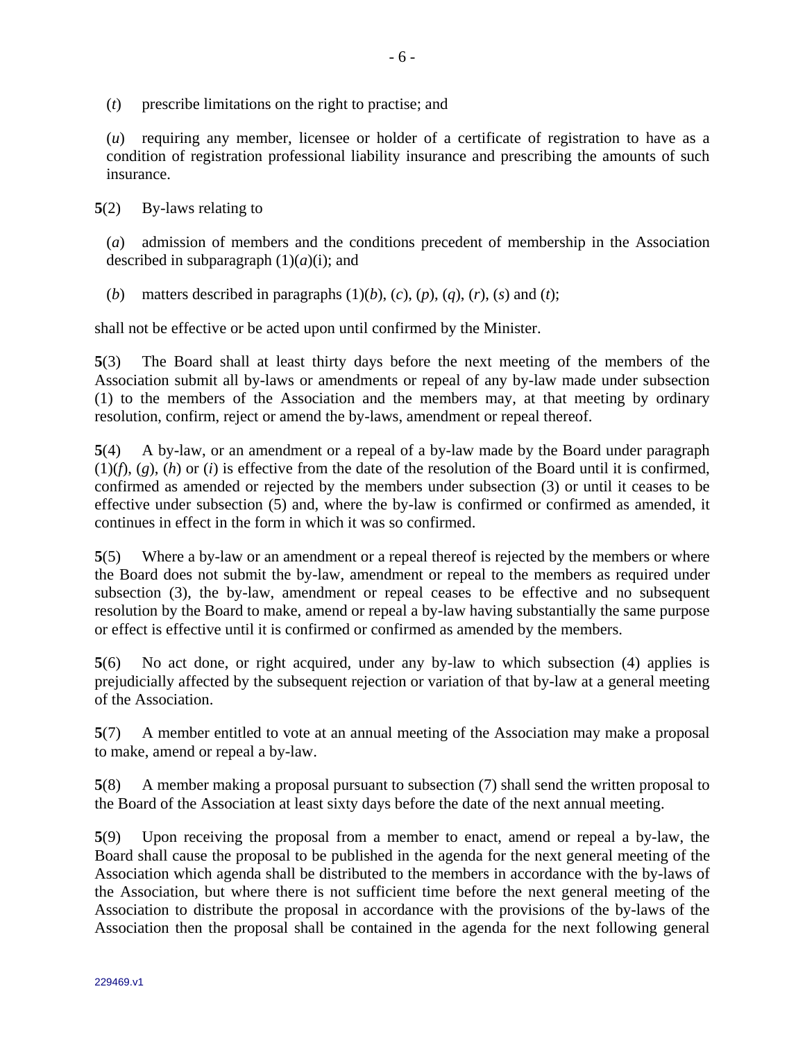(*t*) prescribe limitations on the right to practise; and

(*u*) requiring any member, licensee or holder of a certificate of registration to have as a condition of registration professional liability insurance and prescribing the amounts of such insurance.

**5**(2) By-laws relating to

(*a*) admission of members and the conditions precedent of membership in the Association described in subparagraph (1)(*a*)(i); and

(*b*) matters described in paragraphs (1)(*b*), (*c*), (*p*), (*q*), (*r*), (*s*) and (*t*);

shall not be effective or be acted upon until confirmed by the Minister.

**5**(3) The Board shall at least thirty days before the next meeting of the members of the Association submit all by-laws or amendments or repeal of any by-law made under subsection (1) to the members of the Association and the members may, at that meeting by ordinary resolution, confirm, reject or amend the by-laws, amendment or repeal thereof.

**5**(4) A by-law, or an amendment or a repeal of a by-law made by the Board under paragraph (1)(*f*), (*g*), (*h*) or (*i*) is effective from the date of the resolution of the Board until it is confirmed, confirmed as amended or rejected by the members under subsection (3) or until it ceases to be effective under subsection (5) and, where the by-law is confirmed or confirmed as amended, it continues in effect in the form in which it was so confirmed.

**5**(5) Where a by-law or an amendment or a repeal thereof is rejected by the members or where the Board does not submit the by-law, amendment or repeal to the members as required under subsection (3), the by-law, amendment or repeal ceases to be effective and no subsequent resolution by the Board to make, amend or repeal a by-law having substantially the same purpose or effect is effective until it is confirmed or confirmed as amended by the members.

**5**(6) No act done, or right acquired, under any by-law to which subsection (4) applies is prejudicially affected by the subsequent rejection or variation of that by-law at a general meeting of the Association.

**5**(7) A member entitled to vote at an annual meeting of the Association may make a proposal to make, amend or repeal a by-law.

**5**(8) A member making a proposal pursuant to subsection (7) shall send the written proposal to the Board of the Association at least sixty days before the date of the next annual meeting.

**5**(9) Upon receiving the proposal from a member to enact, amend or repeal a by-law, the Board shall cause the proposal to be published in the agenda for the next general meeting of the Association which agenda shall be distributed to the members in accordance with the by-laws of the Association, but where there is not sufficient time before the next general meeting of the Association to distribute the proposal in accordance with the provisions of the by-laws of the Association then the proposal shall be contained in the agenda for the next following general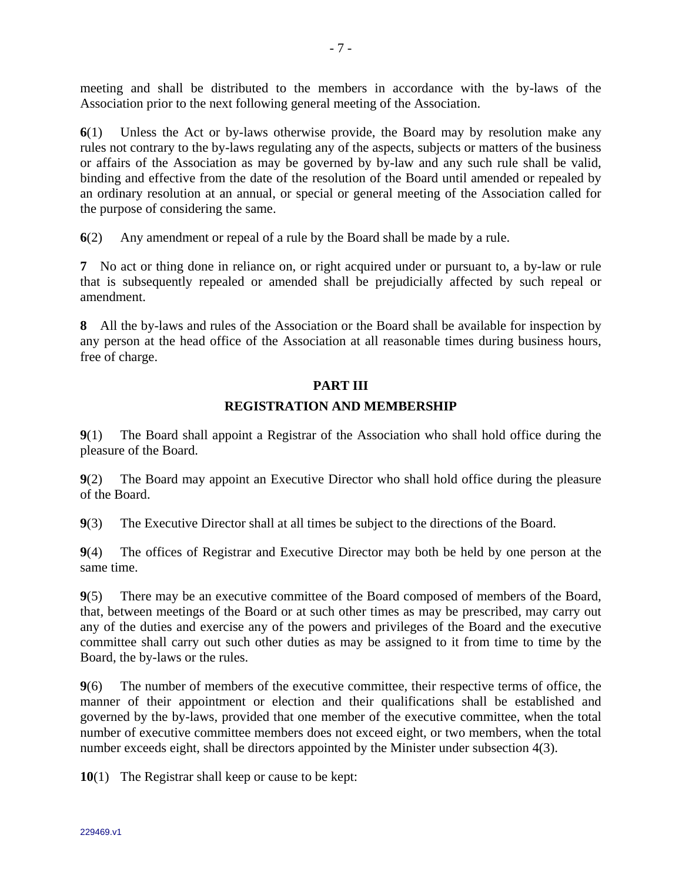meeting and shall be distributed to the members in accordance with the by-laws of the Association prior to the next following general meeting of the Association.

**6**(1) Unless the Act or by-laws otherwise provide, the Board may by resolution make any rules not contrary to the by-laws regulating any of the aspects, subjects or matters of the business or affairs of the Association as may be governed by by-law and any such rule shall be valid, binding and effective from the date of the resolution of the Board until amended or repealed by an ordinary resolution at an annual, or special or general meeting of the Association called for the purpose of considering the same.

**6**(2) Any amendment or repeal of a rule by the Board shall be made by a rule.

**7** No act or thing done in reliance on, or right acquired under or pursuant to, a by-law or rule that is subsequently repealed or amended shall be prejudicially affected by such repeal or amendment.

**8** All the by-laws and rules of the Association or the Board shall be available for inspection by any person at the head office of the Association at all reasonable times during business hours, free of charge.

## PART III

## REGISTRATION AND MEMBERSHIP

**9**(1) The Board shall appoint a Registrar of the Association who shall hold office during the pleasure of the Board.

**9**(2) The Board may appoint an Executive Director who shall hold office during the pleasure of the Board.

**9**(3) The Executive Director shall at all times be subject to the directions of the Board.

**9**(4) The offices of Registrar and Executive Director may both be held by one person at the same time.

**9**(5) There may be an executive committee of the Board composed of members of the Board, that, between meetings of the Board or at such other times as may be prescribed, may carry out any of the duties and exercise any of the powers and privileges of the Board and the executive committee shall carry out such other duties as may be assigned to it from time to time by the Board, the by-laws or the rules.

**9**(6) The number of members of the executive committee, their respective terms of office, the manner of their appointment or election and their qualifications shall be established and governed by the by-laws, provided that one member of the executive committee, when the total number of executive committee members does not exceed eight, or two members, when the total number exceeds eight, shall be directors appointed by the Minister under subsection 4(3).

**10**(1) The Registrar shall keep or cause to be kept: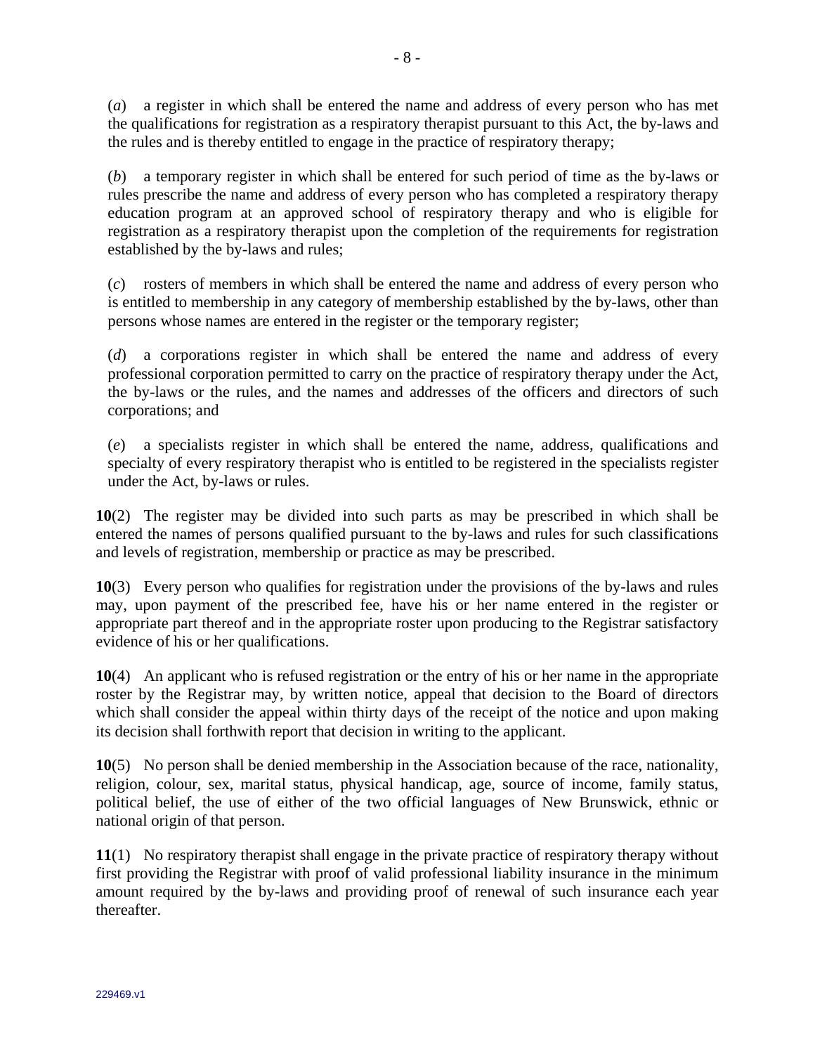(*a*) a register in which shall be entered the name and address of every person who has met the qualifications for registration as a respiratory therapist pursuant to this Act, the by-laws and the rules and is thereby entitled to engage in the practice of respiratory therapy;

(*b*) a temporary register in which shall be entered for such period of time as the by-laws or rules prescribe the name and address of every person who has completed a respiratory therapy education program at an approved school of respiratory therapy and who is eligible for registration as a respiratory therapist upon the completion of the requirements for registration established by the by-laws and rules;

(*c*) rosters of members in which shall be entered the name and address of every person who is entitled to membership in any category of membership established by the by-laws, other than persons whose names are entered in the register or the temporary register;

(*d*) a corporations register in which shall be entered the name and address of every professional corporation permitted to carry on the practice of respiratory therapy under the Act, the by-laws or the rules, and the names and addresses of the officers and directors of such corporations; and

(*e*) a specialists register in which shall be entered the name, address, qualifications and specialty of every respiratory therapist who is entitled to be registered in the specialists register under the Act, by-laws or rules.

**10**(2) The register may be divided into such parts as may be prescribed in which shall be entered the names of persons qualified pursuant to the by-laws and rules for such classifications and levels of registration, membership or practice as may be prescribed.

**10**(3) Every person who qualifies for registration under the provisions of the by-laws and rules may, upon payment of the prescribed fee, have his or her name entered in the register or appropriate part thereof and in the appropriate roster upon producing to the Registrar satisfactory evidence of his or her qualifications.

**10**(4) An applicant who is refused registration or the entry of his or her name in the appropriate roster by the Registrar may, by written notice, appeal that decision to the Board of directors which shall consider the appeal within thirty days of the receipt of the notice and upon making its decision shall forthwith report that decision in writing to the applicant.

**10**(5) No person shall be denied membership in the Association because of the race, nationality, religion, colour, sex, marital status, physical handicap, age, source of income, family status, political belief, the use of either of the two official languages of New Brunswick, ethnic or national origin of that person.

**11**(1) No respiratory therapist shall engage in the private practice of respiratory therapy without first providing the Registrar with proof of valid professional liability insurance in the minimum amount required by the by-laws and providing proof of renewal of such insurance each year thereafter.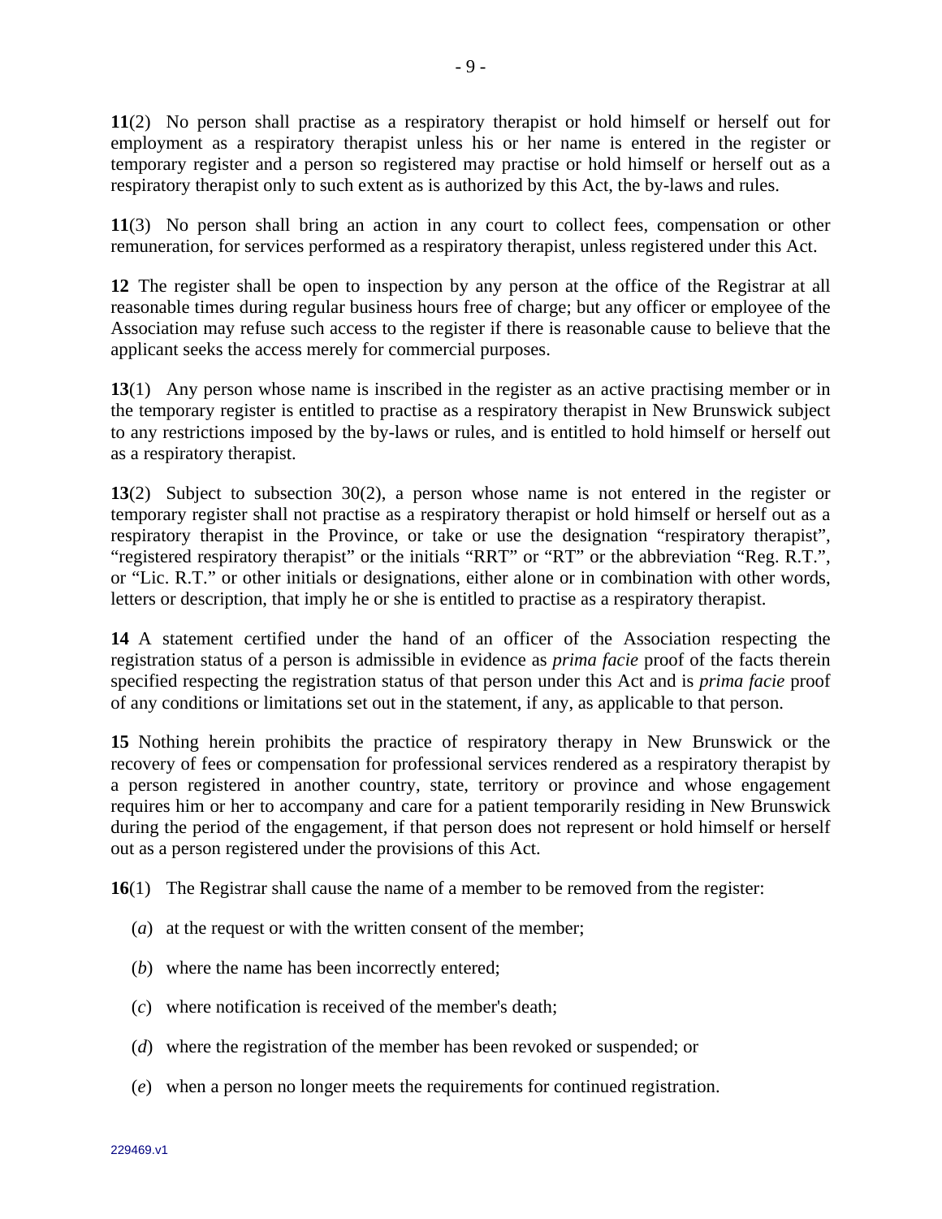**11**(2) No person shall practise as a respiratory therapist or hold himself or herself out for employment as a respiratory therapist unless his or her name is entered in the register or temporary register and a person so registered may practise or hold himself or herself out as a respiratory therapist only to such extent as is authorized by this Act, the by-laws and rules.

**11**(3) No person shall bring an action in any court to collect fees, compensation or other remuneration, for services performed as a respiratory therapist, unless registered under this Act.

**12** The register shall be open to inspection by any person at the office of the Registrar at all reasonable times during regular business hours free of charge; but any officer or employee of the Association may refuse such access to the register if there is reasonable cause to believe that the applicant seeks the access merely for commercial purposes.

**13**(1) Any person whose name is inscribed in the register as an active practising member or in the temporary register is entitled to practise as a respiratory therapist in New Brunswick subject to any restrictions imposed by the by-laws or rules, and is entitled to hold himself or herself out as a respiratory therapist.

**13**(2) Subject to subsection 30(2), a person whose name is not entered in the register or temporary register shall not practise as a respiratory therapist or hold himself or herself out as a respiratory therapist in the Province, or take or use the designation "respiratory therapist", "registered respiratory therapist" or the initials "RRT" or "RT" or the abbreviation "Reg. R.T.", or "Lic. R.T." or other initials or designations, either alone or in combination with other words, letters or description, that imply he or she is entitled to practise as a respiratory therapist.

**14** A statement certified under the hand of an officer of the Association respecting the registration status of a person is admissible in evidence as *prima facie* proof of the facts therein specified respecting the registration status of that person under this Act and is *prima facie* proof of any conditions or limitations set out in the statement, if any, as applicable to that person.

**15** Nothing herein prohibits the practice of respiratory therapy in New Brunswick or the recovery of fees or compensation for professional services rendered as a respiratory therapist by a person registered in another country, state, territory or province and whose engagement requires him or her to accompany and care for a patient temporarily residing in New Brunswick during the period of the engagement, if that person does not represent or hold himself or herself out as a person registered under the provisions of this Act.

**16**(1) The Registrar shall cause the name of a member to be removed from the register:

(*a*) at the request or with the written consent of the member;

(*b*) where the name has been incorrectly entered;

(*c*) where notification is received of the member's death;

(*d*) where the registration of the member has been revoked or suspended; or

(*e*) when a person no longer meets the requirements for continued registration.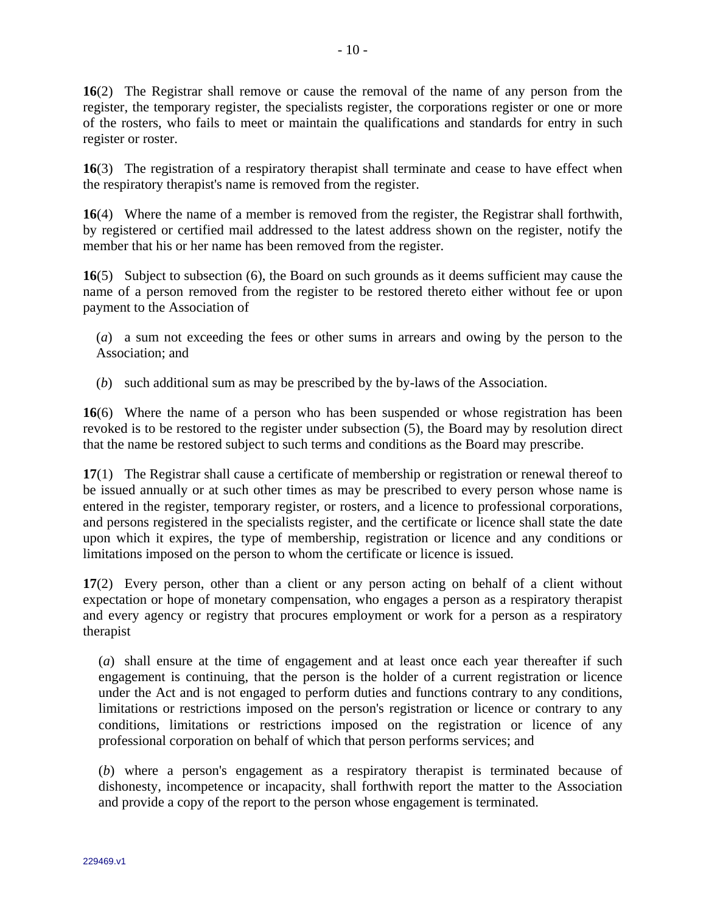**16**(2) The Registrar shall remove or cause the removal of the name of any person from the register, the temporary register, the specialists register, the corporations register or one or more of the rosters, who fails to meet or maintain the qualifications and standards for entry in such register or roster.

**16**(3) The registration of a respiratory therapist shall terminate and cease to have effect when the respiratory therapist's name is removed from the register.

**16**(4) Where the name of a member is removed from the register, the Registrar shall forthwith, by registered or certified mail addressed to the latest address shown on the register, notify the member that his or her name has been removed from the register.

**16**(5) Subject to subsection (6), the Board on such grounds as it deems sufficient may cause the name of a person removed from the register to be restored thereto either without fee or upon payment to the Association of

(*a*) a sum not exceeding the fees or other sums in arrears and owing by the person to the Association; and

(*b*) such additional sum as may be prescribed by the by-laws of the Association.

**16**(6) Where the name of a person who has been suspended or whose registration has been revoked is to be restored to the register under subsection (5), the Board may by resolution direct that the name be restored subject to such terms and conditions as the Board may prescribe.

**17**(1) The Registrar shall cause a certificate of membership or registration or renewal thereof to be issued annually or at such other times as may be prescribed to every person whose name is entered in the register, temporary register, or rosters, and a licence to professional corporations, and persons registered in the specialists register, and the certificate or licence shall state the date upon which it expires, the type of membership, registration or licence and any conditions or limitations imposed on the person to whom the certificate or licence is issued.

**17**(2) Every person, other than a client or any person acting on behalf of a client without expectation or hope of monetary compensation, who engages a person as a respiratory therapist and every agency or registry that procures employment or work for a person as a respiratory therapist

(*a*) shall ensure at the time of engagement and at least once each year thereafter if such engagement is continuing, that the person is the holder of a current registration or licence under the Act and is not engaged to perform duties and functions contrary to any conditions, limitations or restrictions imposed on the person's registration or licence or contrary to any conditions, limitations or restrictions imposed on the registration or licence of any professional corporation on behalf of which that person performs services; and

(*b*) where a person's engagement as a respiratory therapist is terminated because of dishonesty, incompetence or incapacity, shall forthwith report the matter to the Association and provide a copy of the report to the person whose engagement is terminated.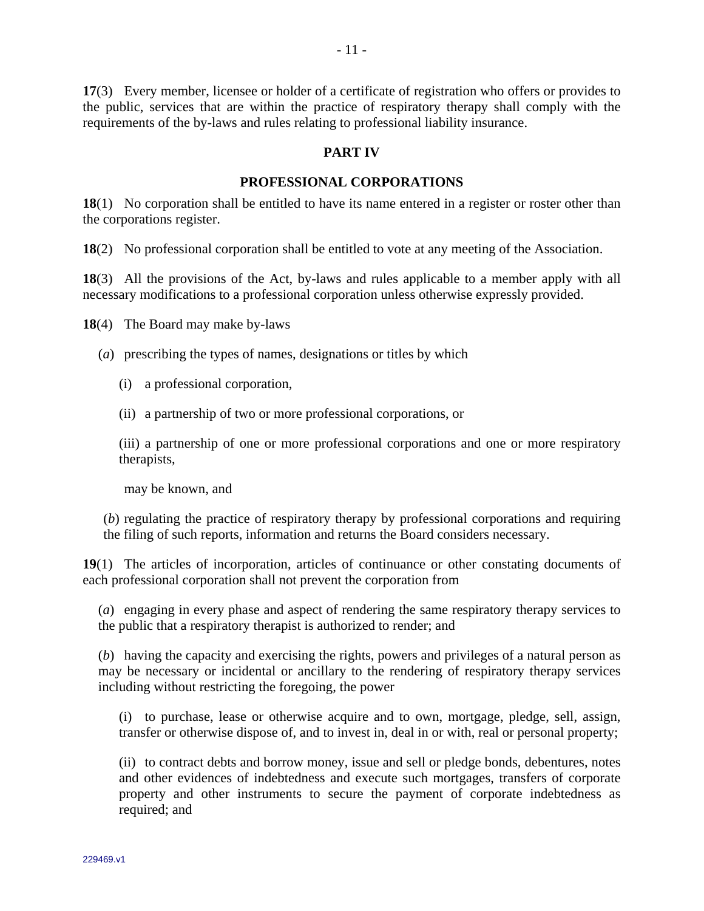**17**(3) Every member, licensee or holder of a certificate of registration who offers or provides to the public, services that are within the practice of respiratory therapy shall comply with the requirements of the by-laws and rules relating to professional liability insurance.

## PART IV

## PROFESSIONAL CORPORATIONS

**18**(1) No corporation shall be entitled to have its name entered in a register or roster other than the corporations register.

**18**(2) No professional corporation shall be entitled to vote at any meeting of the Association.

**18**(3) All the provisions of the Act, by-laws and rules applicable to a member apply with all necessary modifications to a professional corporation unless otherwise expressly provided.

**18**(4) The Board may make by-laws

(*a*) prescribing the types of names, designations or titles by which

(i) a professional corporation,

(ii) a partnership of two or more professional corporations, or

(iii) a partnership of one or more professional corporations and one or more respiratory therapists,

may be known, and

(*b*) regulating the practice of respiratory therapy by professional corporations and requiring the filing of such reports, information and returns the Board considers necessary.

**19**(1) The articles of incorporation, articles of continuance or other constating documents of each professional corporation shall not prevent the corporation from

(*a*) engaging in every phase and aspect of rendering the same respiratory therapy services to the public that a respiratory therapist is authorized to render; and

(*b*) having the capacity and exercising the rights, powers and privileges of a natural person as may be necessary or incidental or ancillary to the rendering of respiratory therapy services including without restricting the foregoing, the power

(i) to purchase, lease or otherwise acquire and to own, mortgage, pledge, sell, assign, transfer or otherwise dispose of, and to invest in, deal in or with, real or personal property;

(ii) to contract debts and borrow money, issue and sell or pledge bonds, debentures, notes and other evidences of indebtedness and execute such mortgages, transfers of corporate property and other instruments to secure the payment of corporate indebtedness as required; and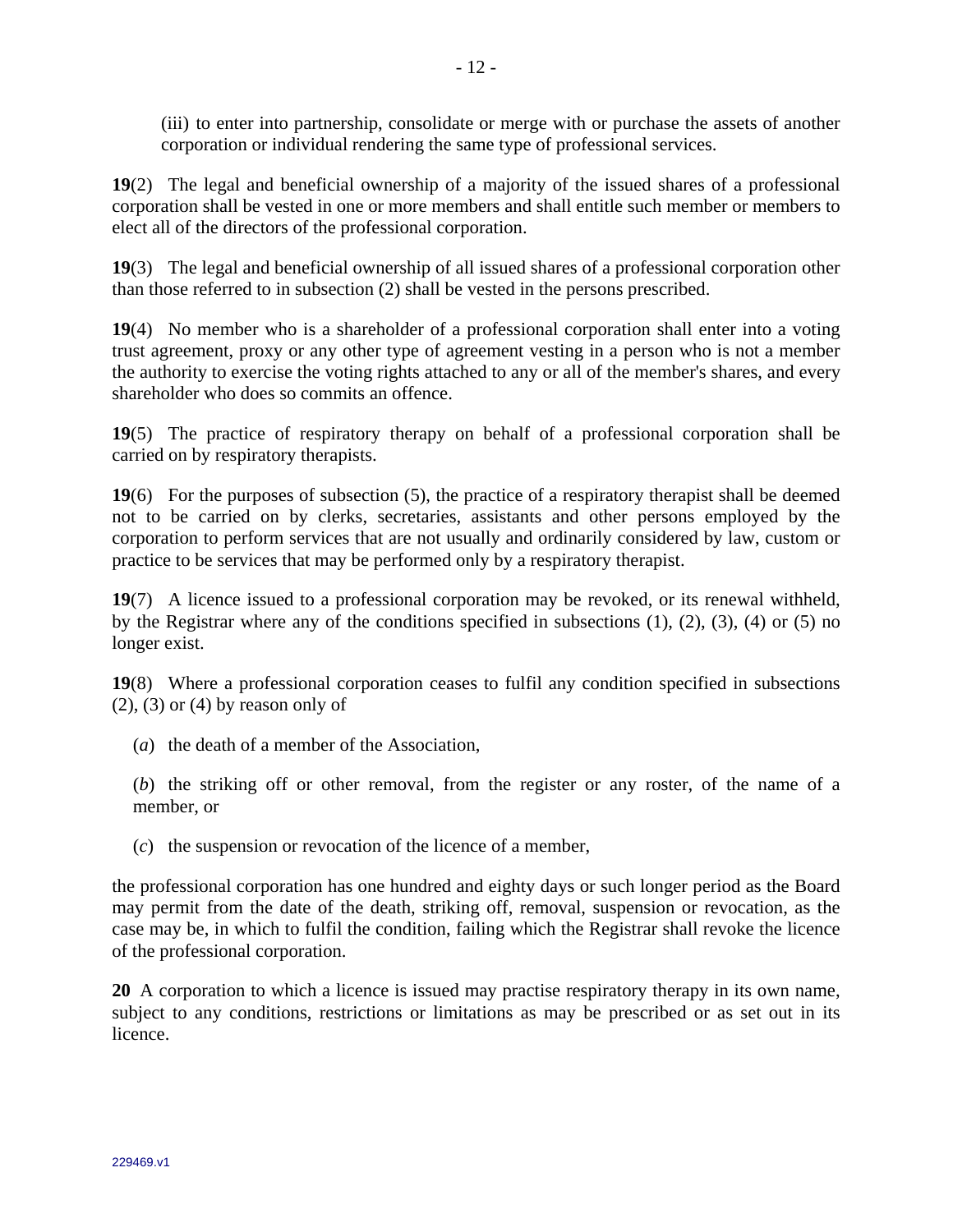(iii) to enter into partnership, consolidate or merge with or purchase the assets of another corporation or individual rendering the same type of professional services.

**19**(2) The legal and beneficial ownership of a majority of the issued shares of a professional corporation shall be vested in one or more members and shall entitle such member or members to elect all of the directors of the professional corporation.

**19**(3) The legal and beneficial ownership of all issued shares of a professional corporation other than those referred to in subsection (2) shall be vested in the persons prescribed.

**19**(4) No member who is a shareholder of a professional corporation shall enter into a voting trust agreement, proxy or any other type of agreement vesting in a person who is not a member the authority to exercise the voting rights attached to any or all of the member's shares, and every shareholder who does so commits an offence.

**19**(5) The practice of respiratory therapy on behalf of a professional corporation shall be carried on by respiratory therapists.

**19**(6) For the purposes of subsection (5), the practice of a respiratory therapist shall be deemed not to be carried on by clerks, secretaries, assistants and other persons employed by the corporation to perform services that are not usually and ordinarily considered by law, custom or practice to be services that may be performed only by a respiratory therapist.

**19**(7) A licence issued to a professional corporation may be revoked, or its renewal withheld, by the Registrar where any of the conditions specified in subsections (1), (2), (3), (4) or (5) no longer exist.

**19**(8) Where a professional corporation ceases to fulfil any condition specified in subsections (2), (3) or (4) by reason only of

(*a*) the death of a member of the Association,

(*b*) the striking off or other removal, from the register or any roster, of the name of a member, or

(*c*) the suspension or revocation of the licence of a member,

the professional corporation has one hundred and eighty days or such longer period as the Board may permit from the date of the death, striking off, removal, suspension or revocation, as the case may be, in which to fulfil the condition, failing which the Registrar shall revoke the licence of the professional corporation.

**20** A corporation to which a licence is issued may practise respiratory therapy in its own name, subject to any conditions, restrictions or limitations as may be prescribed or as set out in its licence.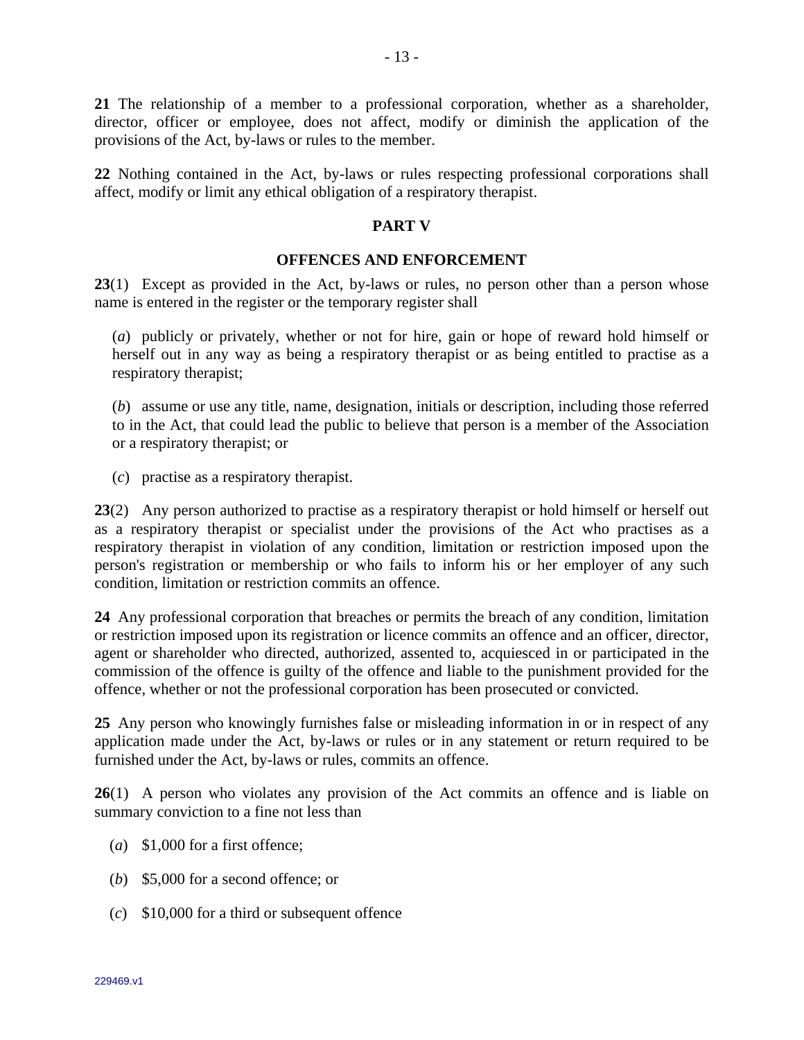**21** The relationship of a member to a professional corporation, whether as a shareholder, director, officer or employee, does not affect, modify or diminish the application of the provisions of the Act, by-laws or rules to the member.

**22** Nothing contained in the Act, by-laws or rules respecting professional corporations shall affect, modify or limit any ethical obligation of a respiratory therapist.

## PART V

## OFFENCES AND ENFORCEMENT

**23**(1) Except as provided in the Act, by-laws or rules, no person other than a person whose name is entered in the register or the temporary register shall

(*a*) publicly or privately, whether or not for hire, gain or hope of reward hold himself or herself out in any way as being a respiratory therapist or as being entitled to practise as a respiratory therapist;

(*b*) assume or use any title, name, designation, initials or description, including those referred to in the Act, that could lead the public to believe that person is a member of the Association or a respiratory therapist; or

(*c*) practise as a respiratory therapist.

**23**(2) Any person authorized to practise as a respiratory therapist or hold himself or herself out as a respiratory therapist or specialist under the provisions of the Act who practises as a respiratory therapist in violation of any condition, limitation or restriction imposed upon the person's registration or membership or who fails to inform his or her employer of any such condition, limitation or restriction commits an offence.

**24** Any professional corporation that breaches or permits the breach of any condition, limitation or restriction imposed upon its registration or licence commits an offence and an officer, director, agent or shareholder who directed, authorized, assented to, acquiesced in or participated in the commission of the offence is guilty of the offence and liable to the punishment provided for the offence, whether or not the professional corporation has been prosecuted or convicted.

**25** Any person who knowingly furnishes false or misleading information in or in respect of any application made under the Act, by-laws or rules or in any statement or return required to be furnished under the Act, by-laws or rules, commits an offence.

**26**(1) A person who violates any provision of the Act commits an offence and is liable on summary conviction to a fine not less than

(*a*) $1,000 for a first offence;

(*b*) $5,000 for a second offence; or

(*c*) $10,000 for a third or subsequent offence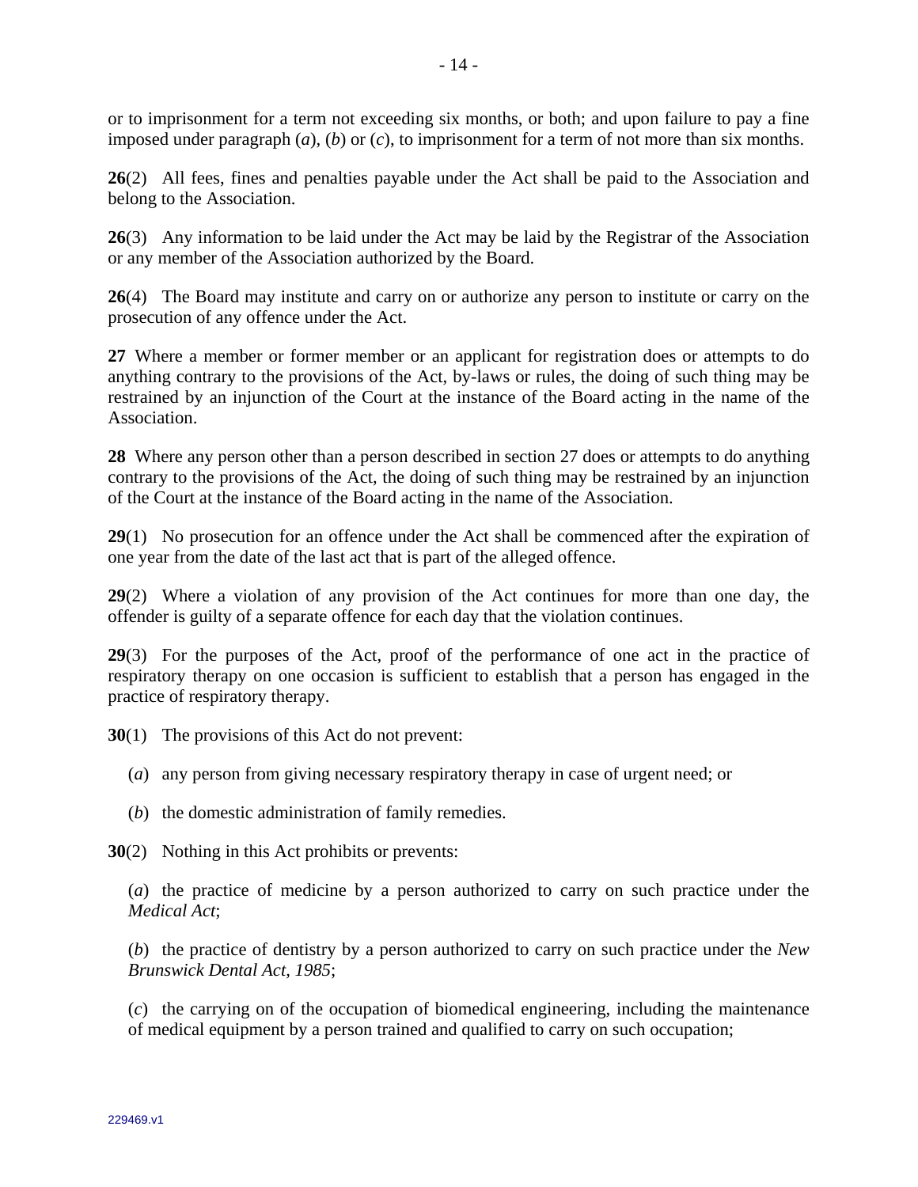or to imprisonment for a term not exceeding six months, or both; and upon failure to pay a fine imposed under paragraph (*a*), (*b*) or (*c*), to imprisonment for a term of not more than six months.

**26**(2) All fees, fines and penalties payable under the Act shall be paid to the Association and belong to the Association.

**26**(3) Any information to be laid under the Act may be laid by the Registrar of the Association or any member of the Association authorized by the Board.

**26**(4) The Board may institute and carry on or authorize any person to institute or carry on the prosecution of any offence under the Act.

**27** Where a member or former member or an applicant for registration does or attempts to do anything contrary to the provisions of the Act, by-laws or rules, the doing of such thing may be restrained by an injunction of the Court at the instance of the Board acting in the name of the Association.

**28** Where any person other than a person described in section 27 does or attempts to do anything contrary to the provisions of the Act, the doing of such thing may be restrained by an injunction of the Court at the instance of the Board acting in the name of the Association.

**29**(1) No prosecution for an offence under the Act shall be commenced after the expiration of one year from the date of the last act that is part of the alleged offence.

**29**(2) Where a violation of any provision of the Act continues for more than one day, the offender is guilty of a separate offence for each day that the violation continues.

**29**(3) For the purposes of the Act, proof of the performance of one act in the practice of respiratory therapy on one occasion is sufficient to establish that a person has engaged in the practice of respiratory therapy.

**30**(1) The provisions of this Act do not prevent:

(*a*) any person from giving necessary respiratory therapy in case of urgent need; or

(*b*) the domestic administration of family remedies.

**30**(2) Nothing in this Act prohibits or prevents:

(*a*) the practice of medicine by a person authorized to carry on such practice under the *Medical Act*;

(*b*) the practice of dentistry by a person authorized to carry on such practice under the *New Brunswick Dental Act, 1985*;

(*c*) the carrying on of the occupation of biomedical engineering, including the maintenance of medical equipment by a person trained and qualified to carry on such occupation;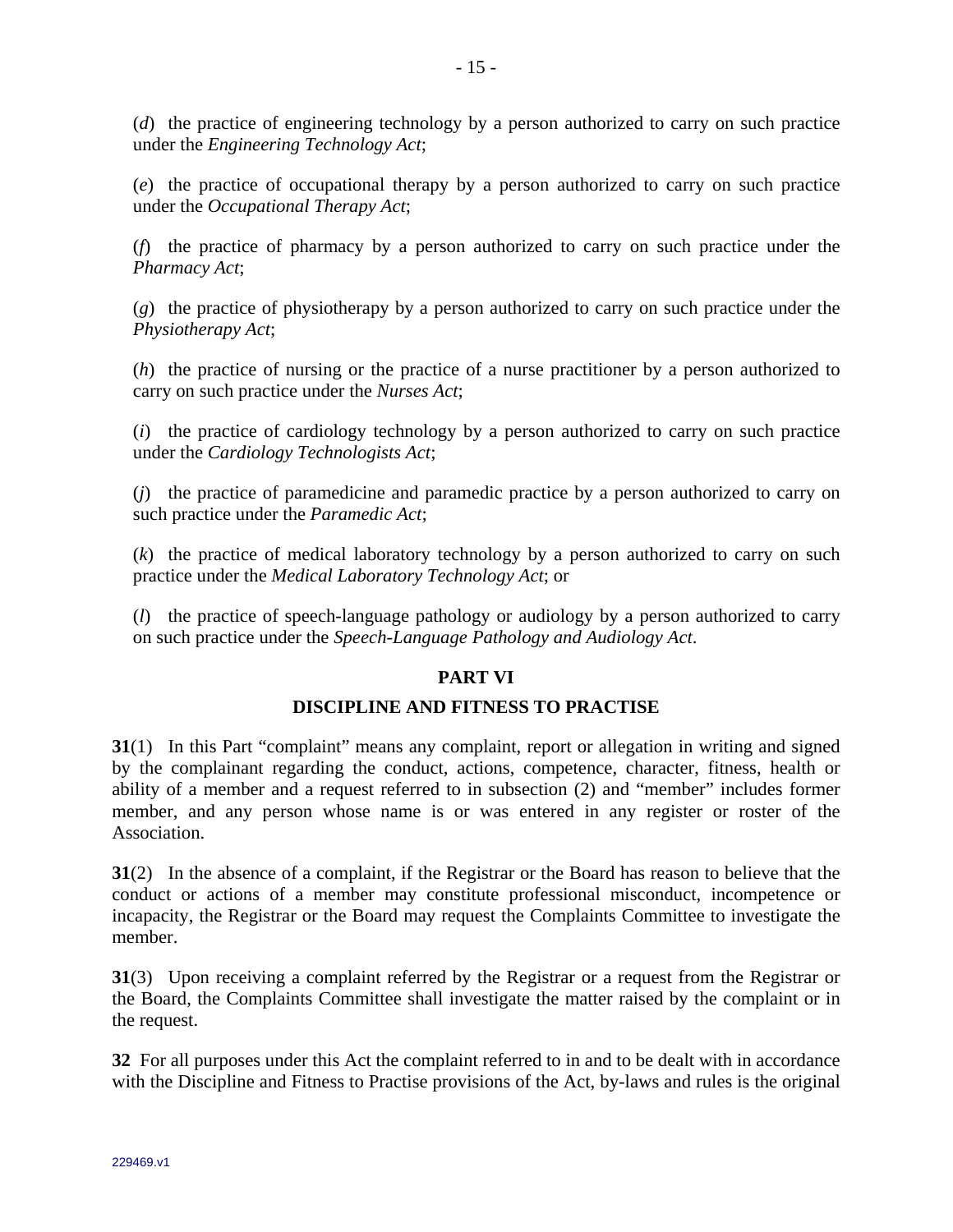(*d*) the practice of engineering technology by a person authorized to carry on such practice under the *Engineering Technology Act*;

(*e*) the practice of occupational therapy by a person authorized to carry on such practice under the *Occupational Therapy Act*;

(*f*) the practice of pharmacy by a person authorized to carry on such practice under the *Pharmacy Act*;

(*g*) the practice of physiotherapy by a person authorized to carry on such practice under the *Physiotherapy Act*;

(*h*) the practice of nursing or the practice of a nurse practitioner by a person authorized to carry on such practice under the *Nurses Act*;

(*i*) the practice of cardiology technology by a person authorized to carry on such practice under the *Cardiology Technologists Act*;

(*j*) the practice of paramedicine and paramedic practice by a person authorized to carry on such practice under the *Paramedic Act*;

(*k*) the practice of medical laboratory technology by a person authorized to carry on such practice under the *Medical Laboratory Technology Act*; or

(*l*) the practice of speech-language pathology or audiology by a person authorized to carry on such practice under the *Speech-Language Pathology and Audiology Act*.

## PART VI

## DISCIPLINE AND FITNESS TO PRACTISE

**31**(1) In this Part "complaint" means any complaint, report or allegation in writing and signed by the complainant regarding the conduct, actions, competence, character, fitness, health or ability of a member and a request referred to in subsection (2) and "member" includes former member, and any person whose name is or was entered in any register or roster of the Association.

**31**(2) In the absence of a complaint, if the Registrar or the Board has reason to believe that the conduct or actions of a member may constitute professional misconduct, incompetence or incapacity, the Registrar or the Board may request the Complaints Committee to investigate the member.

**31**(3) Upon receiving a complaint referred by the Registrar or a request from the Registrar or the Board, the Complaints Committee shall investigate the matter raised by the complaint or in the request.

**32** For all purposes under this Act the complaint referred to in and to be dealt with in accordance with the Discipline and Fitness to Practise provisions of the Act, by-laws and rules is the original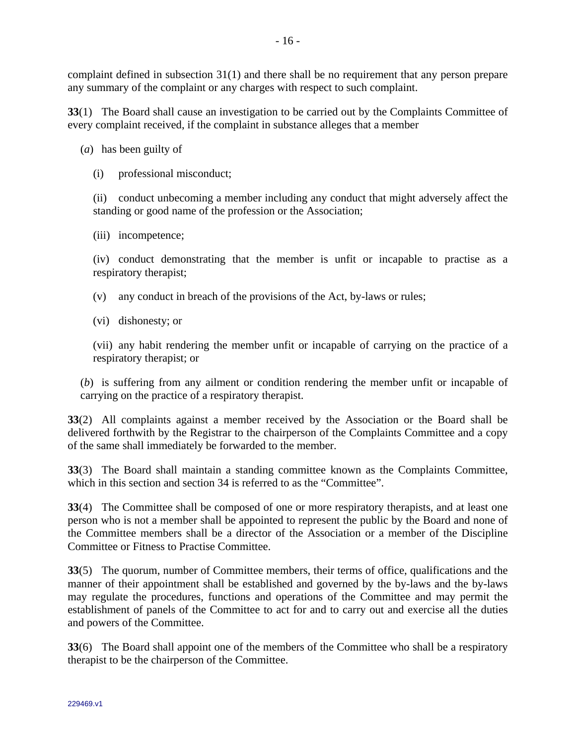complaint defined in subsection 31(1) and there shall be no requirement that any person prepare any summary of the complaint or any charges with respect to such complaint.

**33**(1) The Board shall cause an investigation to be carried out by the Complaints Committee of every complaint received, if the complaint in substance alleges that a member

(*a*) has been guilty of

(i) professional misconduct;

(ii) conduct unbecoming a member including any conduct that might adversely affect the standing or good name of the profession or the Association;

(iii) incompetence;

(iv) conduct demonstrating that the member is unfit or incapable to practise as a respiratory therapist;

(v) any conduct in breach of the provisions of the Act, by-laws or rules;

(vi) dishonesty; or

(vii) any habit rendering the member unfit or incapable of carrying on the practice of a respiratory therapist; or

(*b*) is suffering from any ailment or condition rendering the member unfit or incapable of carrying on the practice of a respiratory therapist.

**33**(2) All complaints against a member received by the Association or the Board shall be delivered forthwith by the Registrar to the chairperson of the Complaints Committee and a copy of the same shall immediately be forwarded to the member.

**33**(3) The Board shall maintain a standing committee known as the Complaints Committee, which in this section and section 34 is referred to as the "Committee".

**33**(4) The Committee shall be composed of one or more respiratory therapists, and at least one person who is not a member shall be appointed to represent the public by the Board and none of the Committee members shall be a director of the Association or a member of the Discipline Committee or Fitness to Practise Committee.

**33**(5) The quorum, number of Committee members, their terms of office, qualifications and the manner of their appointment shall be established and governed by the by-laws and the by-laws may regulate the procedures, functions and operations of the Committee and may permit the establishment of panels of the Committee to act for and to carry out and exercise all the duties and powers of the Committee.

**33**(6) The Board shall appoint one of the members of the Committee who shall be a respiratory therapist to be the chairperson of the Committee.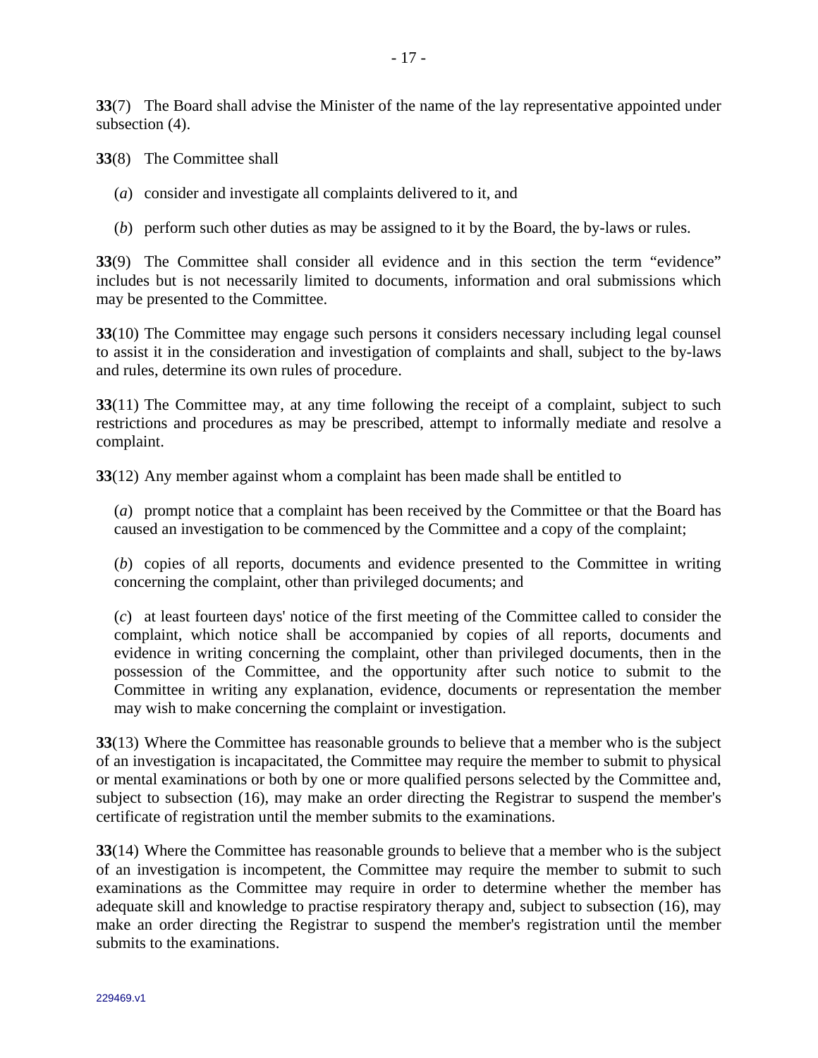**33**(7) The Board shall advise the Minister of the name of the lay representative appointed under subsection (4).

**33**(8) The Committee shall

(*a*) consider and investigate all complaints delivered to it, and

(*b*) perform such other duties as may be assigned to it by the Board, the by-laws or rules.

**33**(9) The Committee shall consider all evidence and in this section the term "evidence" includes but is not necessarily limited to documents, information and oral submissions which may be presented to the Committee.

**33**(10) The Committee may engage such persons it considers necessary including legal counsel to assist it in the consideration and investigation of complaints and shall, subject to the by-laws and rules, determine its own rules of procedure.

**33**(11) The Committee may, at any time following the receipt of a complaint, subject to such restrictions and procedures as may be prescribed, attempt to informally mediate and resolve a complaint.

**33**(12) Any member against whom a complaint has been made shall be entitled to

(*a*) prompt notice that a complaint has been received by the Committee or that the Board has caused an investigation to be commenced by the Committee and a copy of the complaint;

(*b*) copies of all reports, documents and evidence presented to the Committee in writing concerning the complaint, other than privileged documents; and

(*c*) at least fourteen days' notice of the first meeting of the Committee called to consider the complaint, which notice shall be accompanied by copies of all reports, documents and evidence in writing concerning the complaint, other than privileged documents, then in the possession of the Committee, and the opportunity after such notice to submit to the Committee in writing any explanation, evidence, documents or representation the member may wish to make concerning the complaint or investigation.

**33**(13) Where the Committee has reasonable grounds to believe that a member who is the subject of an investigation is incapacitated, the Committee may require the member to submit to physical or mental examinations or both by one or more qualified persons selected by the Committee and, subject to subsection (16), may make an order directing the Registrar to suspend the member's certificate of registration until the member submits to the examinations.

**33**(14) Where the Committee has reasonable grounds to believe that a member who is the subject of an investigation is incompetent, the Committee may require the member to submit to such examinations as the Committee may require in order to determine whether the member has adequate skill and knowledge to practise respiratory therapy and, subject to subsection (16), may make an order directing the Registrar to suspend the member's registration until the member submits to the examinations.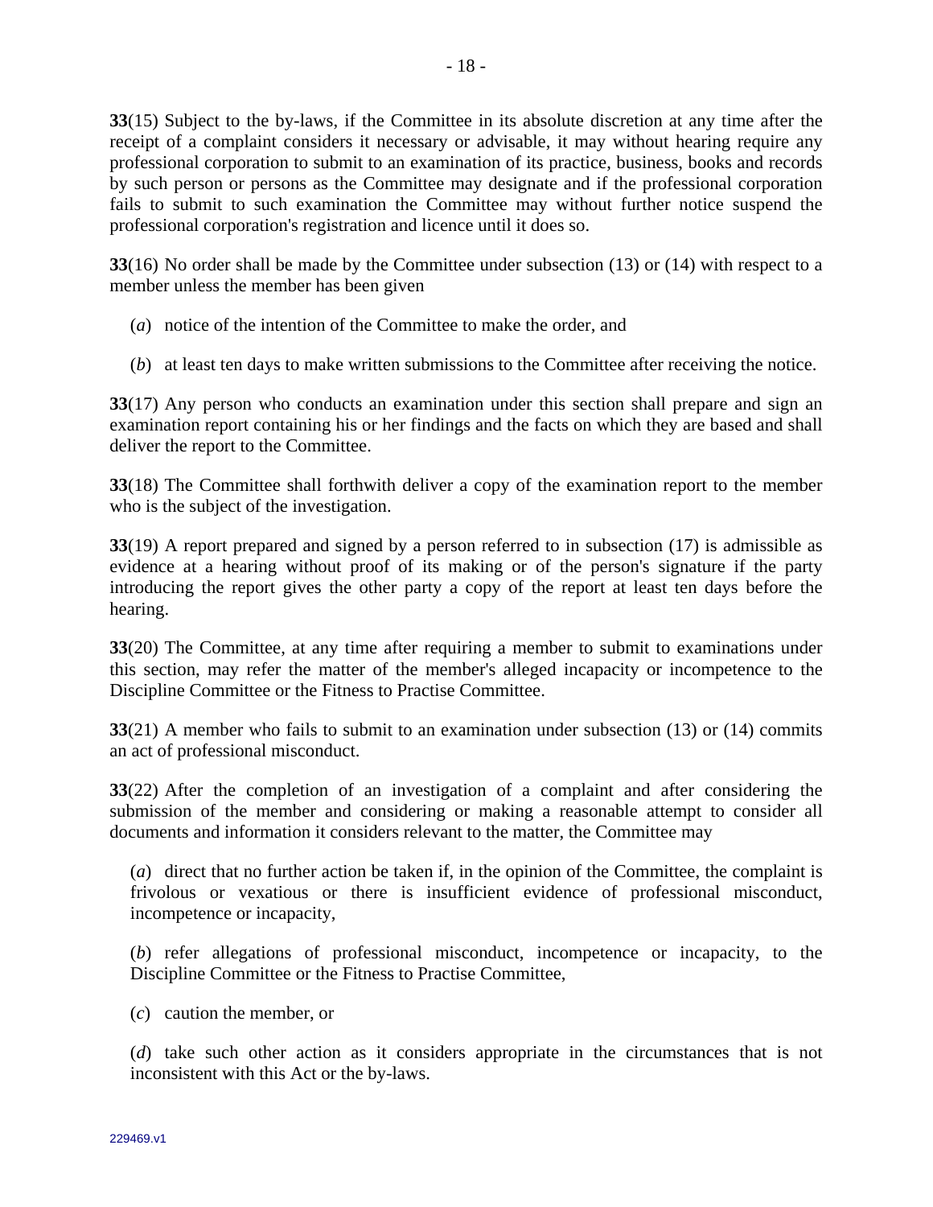**33**(15) Subject to the by-laws, if the Committee in its absolute discretion at any time after the receipt of a complaint considers it necessary or advisable, it may without hearing require any professional corporation to submit to an examination of its practice, business, books and records by such person or persons as the Committee may designate and if the professional corporation fails to submit to such examination the Committee may without further notice suspend the professional corporation's registration and licence until it does so.

**33**(16) No order shall be made by the Committee under subsection (13) or (14) with respect to a member unless the member has been given

(*a*) notice of the intention of the Committee to make the order, and

(*b*) at least ten days to make written submissions to the Committee after receiving the notice.

**33**(17) Any person who conducts an examination under this section shall prepare and sign an examination report containing his or her findings and the facts on which they are based and shall deliver the report to the Committee.

**33**(18) The Committee shall forthwith deliver a copy of the examination report to the member who is the subject of the investigation.

**33**(19) A report prepared and signed by a person referred to in subsection (17) is admissible as evidence at a hearing without proof of its making or of the person's signature if the party introducing the report gives the other party a copy of the report at least ten days before the hearing.

**33**(20) The Committee, at any time after requiring a member to submit to examinations under this section, may refer the matter of the member's alleged incapacity or incompetence to the Discipline Committee or the Fitness to Practise Committee.

**33**(21) A member who fails to submit to an examination under subsection (13) or (14) commits an act of professional misconduct.

**33**(22) After the completion of an investigation of a complaint and after considering the submission of the member and considering or making a reasonable attempt to consider all documents and information it considers relevant to the matter, the Committee may

(*a*) direct that no further action be taken if, in the opinion of the Committee, the complaint is frivolous or vexatious or there is insufficient evidence of professional misconduct, incompetence or incapacity,

(*b*) refer allegations of professional misconduct, incompetence or incapacity, to the Discipline Committee or the Fitness to Practise Committee,

(*c*) caution the member, or

(*d*) take such other action as it considers appropriate in the circumstances that is not inconsistent with this Act or the by-laws.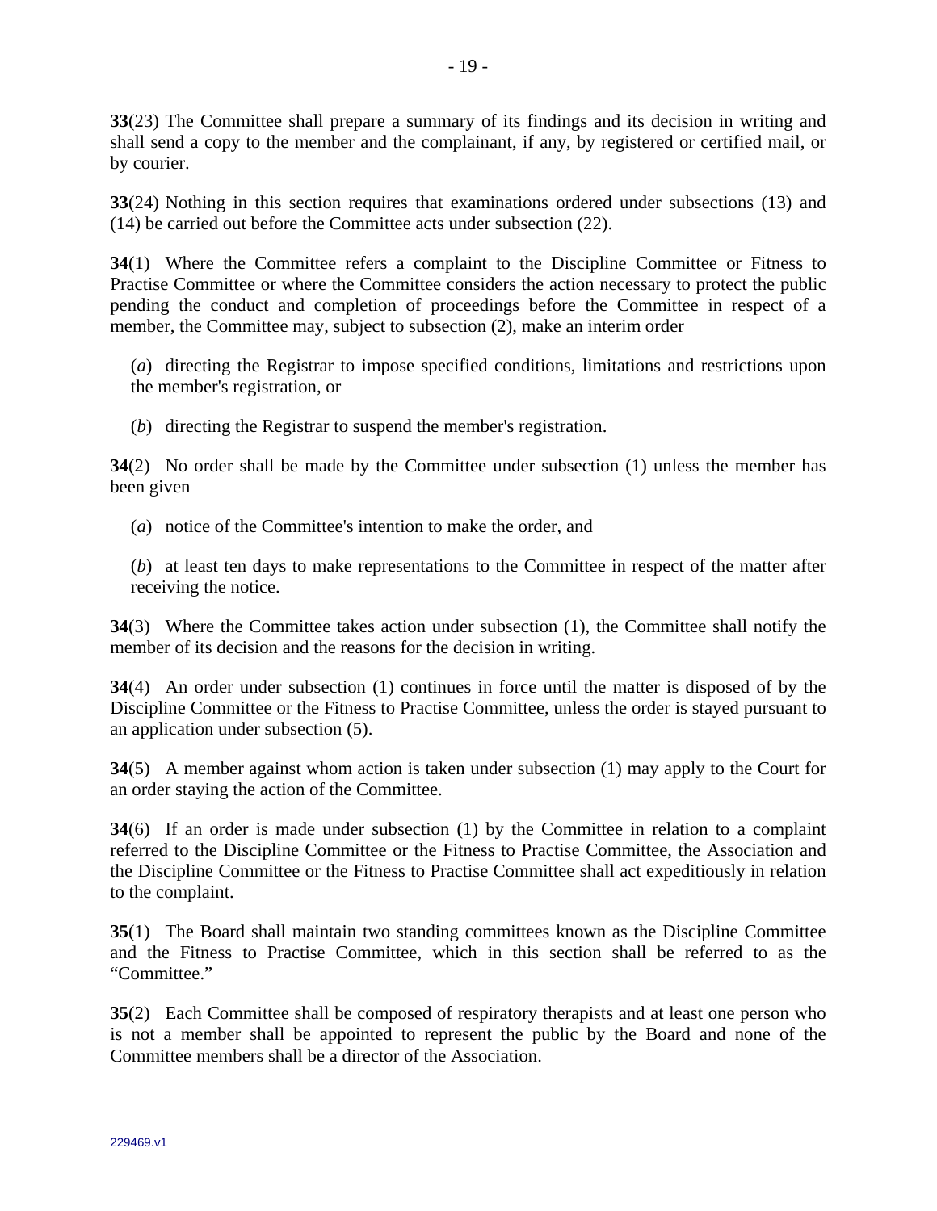**33**(23) The Committee shall prepare a summary of its findings and its decision in writing and shall send a copy to the member and the complainant, if any, by registered or certified mail, or by courier.

**33**(24) Nothing in this section requires that examinations ordered under subsections (13) and (14) be carried out before the Committee acts under subsection (22).

**34**(1) Where the Committee refers a complaint to the Discipline Committee or Fitness to Practise Committee or where the Committee considers the action necessary to protect the public pending the conduct and completion of proceedings before the Committee in respect of a member, the Committee may, subject to subsection (2), make an interim order

(*a*) directing the Registrar to impose specified conditions, limitations and restrictions upon the member's registration, or

(*b*) directing the Registrar to suspend the member's registration.

**34**(2) No order shall be made by the Committee under subsection (1) unless the member has been given

(*a*) notice of the Committee's intention to make the order, and

(*b*) at least ten days to make representations to the Committee in respect of the matter after receiving the notice.

**34**(3) Where the Committee takes action under subsection (1), the Committee shall notify the member of its decision and the reasons for the decision in writing.

**34**(4) An order under subsection (1) continues in force until the matter is disposed of by the Discipline Committee or the Fitness to Practise Committee, unless the order is stayed pursuant to an application under subsection (5).

**34**(5) A member against whom action is taken under subsection (1) may apply to the Court for an order staying the action of the Committee.

**34**(6) If an order is made under subsection (1) by the Committee in relation to a complaint referred to the Discipline Committee or the Fitness to Practise Committee, the Association and the Discipline Committee or the Fitness to Practise Committee shall act expeditiously in relation to the complaint.

**35**(1) The Board shall maintain two standing committees known as the Discipline Committee and the Fitness to Practise Committee, which in this section shall be referred to as the "Committee."

**35**(2) Each Committee shall be composed of respiratory therapists and at least one person who is not a member shall be appointed to represent the public by the Board and none of the Committee members shall be a director of the Association.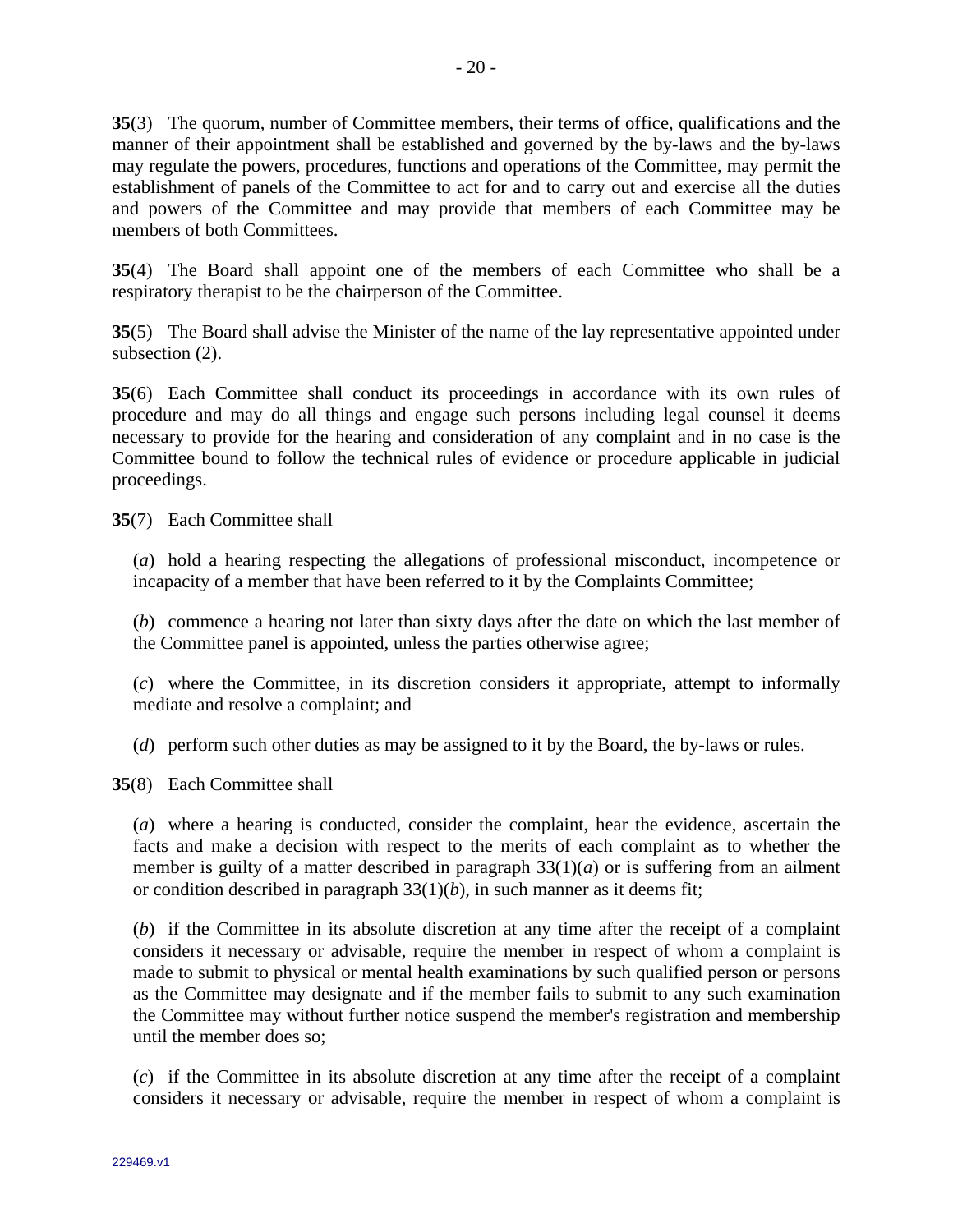**35**(3) The quorum, number of Committee members, their terms of office, qualifications and the manner of their appointment shall be established and governed by the by-laws and the by-laws may regulate the powers, procedures, functions and operations of the Committee, may permit the establishment of panels of the Committee to act for and to carry out and exercise all the duties and powers of the Committee and may provide that members of each Committee may be members of both Committees.

**35**(4) The Board shall appoint one of the members of each Committee who shall be a respiratory therapist to be the chairperson of the Committee.

**35**(5) The Board shall advise the Minister of the name of the lay representative appointed under subsection (2).

**35**(6) Each Committee shall conduct its proceedings in accordance with its own rules of procedure and may do all things and engage such persons including legal counsel it deems necessary to provide for the hearing and consideration of any complaint and in no case is the Committee bound to follow the technical rules of evidence or procedure applicable in judicial proceedings.

**35**(7) Each Committee shall

(*a*) hold a hearing respecting the allegations of professional misconduct, incompetence or incapacity of a member that have been referred to it by the Complaints Committee;

(*b*) commence a hearing not later than sixty days after the date on which the last member of the Committee panel is appointed, unless the parties otherwise agree;

(*c*) where the Committee, in its discretion considers it appropriate, attempt to informally mediate and resolve a complaint; and

(*d*) perform such other duties as may be assigned to it by the Board, the by-laws or rules.

**35**(8) Each Committee shall

(*a*) where a hearing is conducted, consider the complaint, hear the evidence, ascertain the facts and make a decision with respect to the merits of each complaint as to whether the member is guilty of a matter described in paragraph 33(1)(*a*) or is suffering from an ailment or condition described in paragraph 33(1)(*b*), in such manner as it deems fit;

(*b*) if the Committee in its absolute discretion at any time after the receipt of a complaint considers it necessary or advisable, require the member in respect of whom a complaint is made to submit to physical or mental health examinations by such qualified person or persons as the Committee may designate and if the member fails to submit to any such examination the Committee may without further notice suspend the member's registration and membership until the member does so;

(*c*) if the Committee in its absolute discretion at any time after the receipt of a complaint considers it necessary or advisable, require the member in respect of whom a complaint is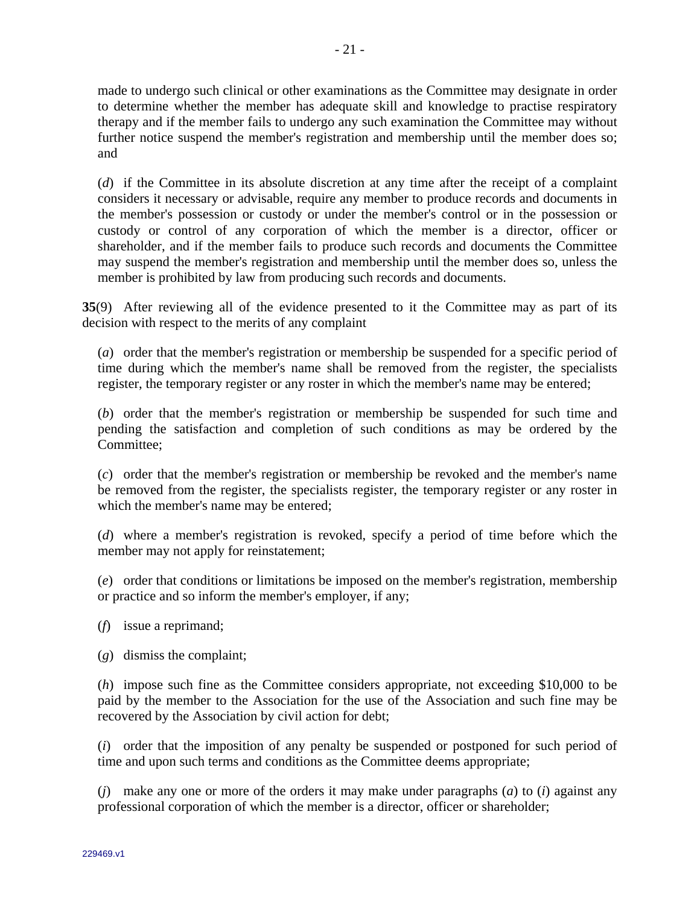made to undergo such clinical or other examinations as the Committee may designate in order to determine whether the member has adequate skill and knowledge to practise respiratory therapy and if the member fails to undergo any such examination the Committee may without further notice suspend the member's registration and membership until the member does so; and

(*d*) if the Committee in its absolute discretion at any time after the receipt of a complaint considers it necessary or advisable, require any member to produce records and documents in the member's possession or custody or under the member's control or in the possession or custody or control of any corporation of which the member is a director, officer or shareholder, and if the member fails to produce such records and documents the Committee may suspend the member's registration and membership until the member does so, unless the member is prohibited by law from producing such records and documents.

**35**(9) After reviewing all of the evidence presented to it the Committee may as part of its decision with respect to the merits of any complaint

(*a*) order that the member's registration or membership be suspended for a specific period of time during which the member's name shall be removed from the register, the specialists register, the temporary register or any roster in which the member's name may be entered;

(*b*) order that the member's registration or membership be suspended for such time and pending the satisfaction and completion of such conditions as may be ordered by the Committee;

(*c*) order that the member's registration or membership be revoked and the member's name be removed from the register, the specialists register, the temporary register or any roster in which the member's name may be entered;

(*d*) where a member's registration is revoked, specify a period of time before which the member may not apply for reinstatement;

(*e*) order that conditions or limitations be imposed on the member's registration, membership or practice and so inform the member's employer, if any;

(*f*) issue a reprimand;

(*g*) dismiss the complaint;

(*h*) impose such fine as the Committee considers appropriate, not exceeding $10,000 to be paid by the member to the Association for the use of the Association and such fine may be recovered by the Association by civil action for debt;

(*i*) order that the imposition of any penalty be suspended or postponed for such period of time and upon such terms and conditions as the Committee deems appropriate;

(*j*) make any one or more of the orders it may make under paragraphs (*a*) to (*i*) against any professional corporation of which the member is a director, officer or shareholder;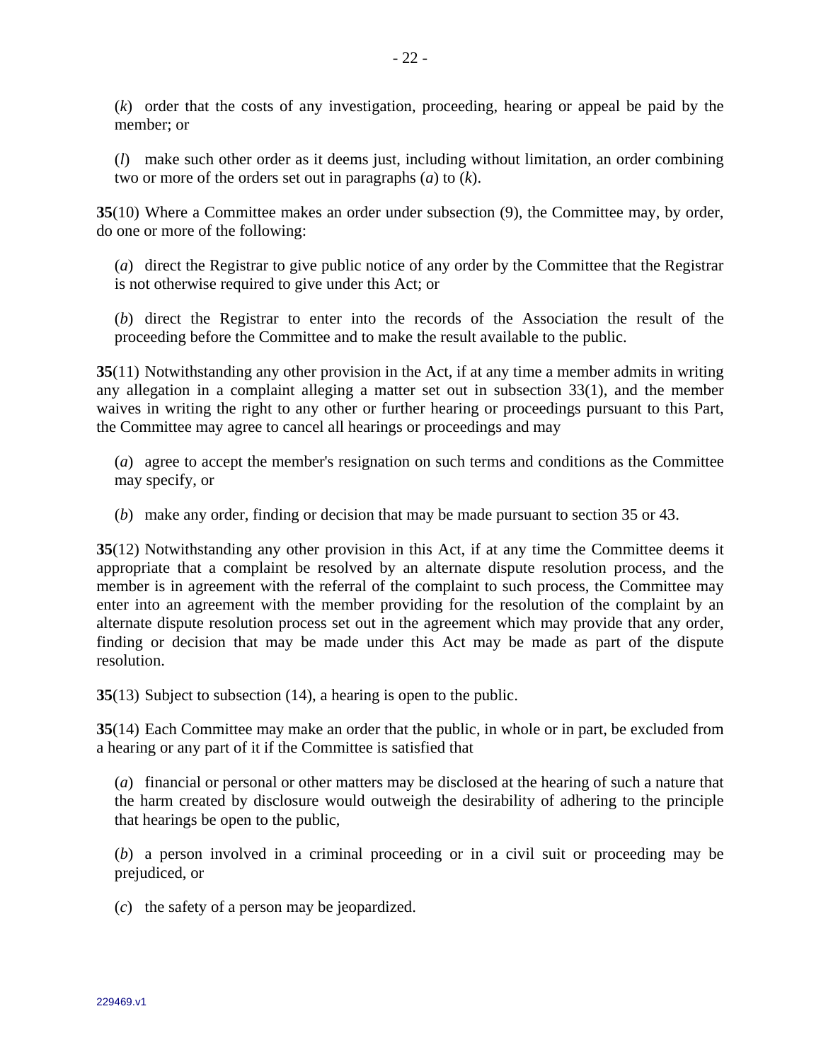(*k*) order that the costs of any investigation, proceeding, hearing or appeal be paid by the member; or

(*l*) make such other order as it deems just, including without limitation, an order combining two or more of the orders set out in paragraphs (*a*) to (*k*).

**35**(10) Where a Committee makes an order under subsection (9), the Committee may, by order, do one or more of the following:

(*a*) direct the Registrar to give public notice of any order by the Committee that the Registrar is not otherwise required to give under this Act; or

(*b*) direct the Registrar to enter into the records of the Association the result of the proceeding before the Committee and to make the result available to the public.

**35**(11) Notwithstanding any other provision in the Act, if at any time a member admits in writing any allegation in a complaint alleging a matter set out in subsection 33(1), and the member waives in writing the right to any other or further hearing or proceedings pursuant to this Part, the Committee may agree to cancel all hearings or proceedings and may

(*a*) agree to accept the member's resignation on such terms and conditions as the Committee may specify, or

(*b*) make any order, finding or decision that may be made pursuant to section 35 or 43.

**35**(12) Notwithstanding any other provision in this Act, if at any time the Committee deems it appropriate that a complaint be resolved by an alternate dispute resolution process, and the member is in agreement with the referral of the complaint to such process, the Committee may enter into an agreement with the member providing for the resolution of the complaint by an alternate dispute resolution process set out in the agreement which may provide that any order, finding or decision that may be made under this Act may be made as part of the dispute resolution.

**35**(13) Subject to subsection (14), a hearing is open to the public.

**35**(14) Each Committee may make an order that the public, in whole or in part, be excluded from a hearing or any part of it if the Committee is satisfied that

(*a*) financial or personal or other matters may be disclosed at the hearing of such a nature that the harm created by disclosure would outweigh the desirability of adhering to the principle that hearings be open to the public,

(*b*) a person involved in a criminal proceeding or in a civil suit or proceeding may be prejudiced, or

(*c*) the safety of a person may be jeopardized.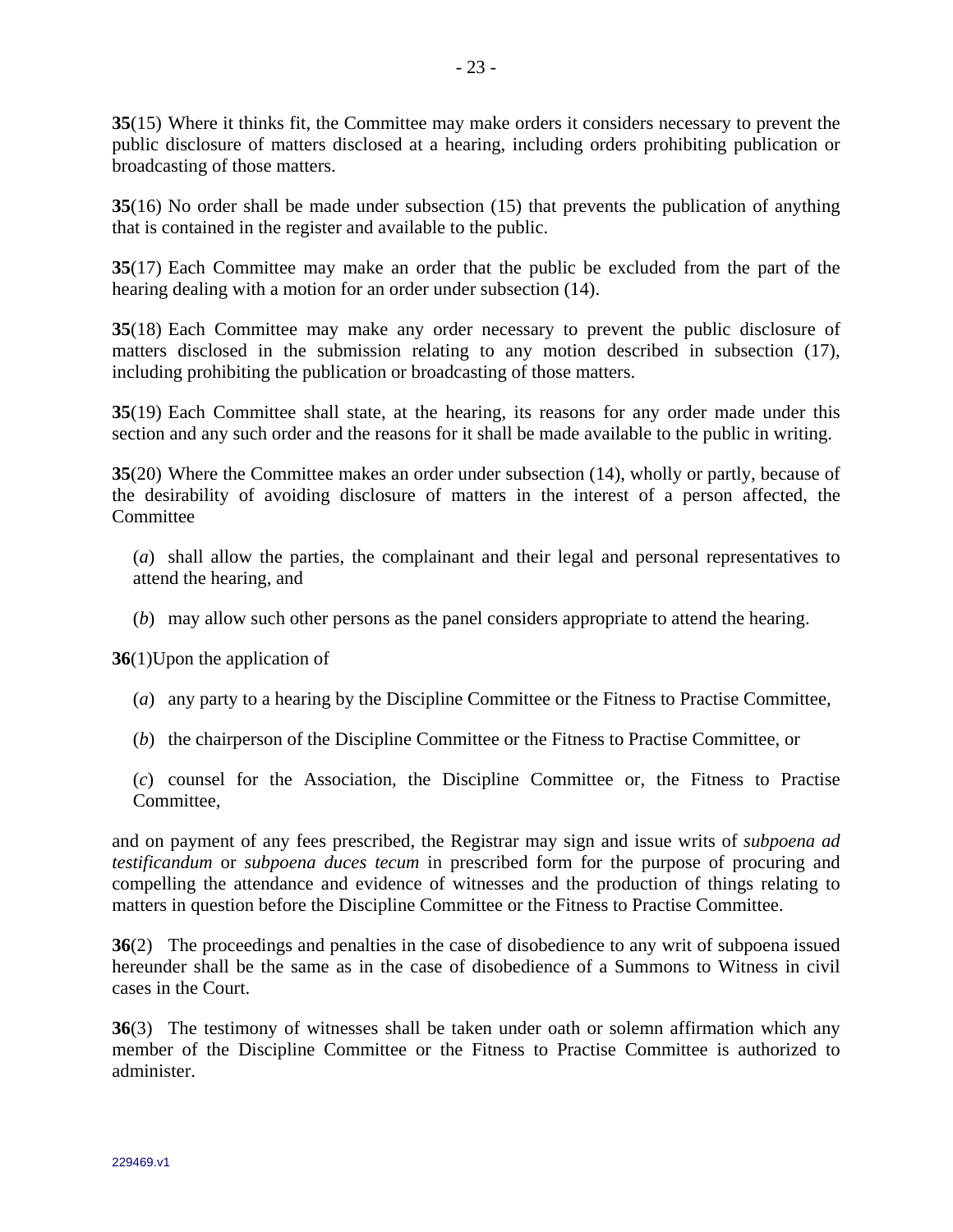**35**(15) Where it thinks fit, the Committee may make orders it considers necessary to prevent the public disclosure of matters disclosed at a hearing, including orders prohibiting publication or broadcasting of those matters.

**35**(16) No order shall be made under subsection (15) that prevents the publication of anything that is contained in the register and available to the public.

**35**(17) Each Committee may make an order that the public be excluded from the part of the hearing dealing with a motion for an order under subsection (14).

**35**(18) Each Committee may make any order necessary to prevent the public disclosure of matters disclosed in the submission relating to any motion described in subsection (17), including prohibiting the publication or broadcasting of those matters.

**35**(19) Each Committee shall state, at the hearing, its reasons for any order made under this section and any such order and the reasons for it shall be made available to the public in writing.

**35**(20) Where the Committee makes an order under subsection (14), wholly or partly, because of the desirability of avoiding disclosure of matters in the interest of a person affected, the Committee

(*a*) shall allow the parties, the complainant and their legal and personal representatives to attend the hearing, and

(*b*) may allow such other persons as the panel considers appropriate to attend the hearing.

**36**(1)Upon the application of

(*a*) any party to a hearing by the Discipline Committee or the Fitness to Practise Committee,

(*b*) the chairperson of the Discipline Committee or the Fitness to Practise Committee, or

(*c*) counsel for the Association, the Discipline Committee or, the Fitness to Practise Committee,

and on payment of any fees prescribed, the Registrar may sign and issue writs of *subpoena ad testificandum* or *subpoena duces tecum* in prescribed form for the purpose of procuring and compelling the attendance and evidence of witnesses and the production of things relating to matters in question before the Discipline Committee or the Fitness to Practise Committee.

**36**(2) The proceedings and penalties in the case of disobedience to any writ of subpoena issued hereunder shall be the same as in the case of disobedience of a Summons to Witness in civil cases in the Court.

**36**(3) The testimony of witnesses shall be taken under oath or solemn affirmation which any member of the Discipline Committee or the Fitness to Practise Committee is authorized to administer.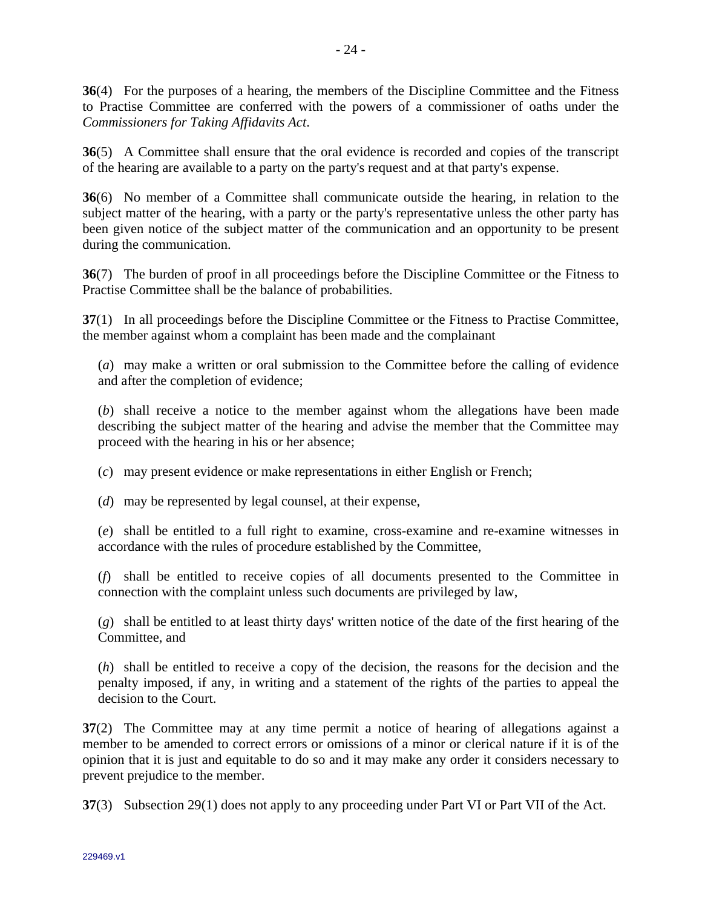**36**(4) For the purposes of a hearing, the members of the Discipline Committee and the Fitness to Practise Committee are conferred with the powers of a commissioner of oaths under the *Commissioners for Taking Affidavits Act*.

**36**(5) A Committee shall ensure that the oral evidence is recorded and copies of the transcript of the hearing are available to a party on the party's request and at that party's expense.

**36**(6) No member of a Committee shall communicate outside the hearing, in relation to the subject matter of the hearing, with a party or the party's representative unless the other party has been given notice of the subject matter of the communication and an opportunity to be present during the communication.

**36**(7) The burden of proof in all proceedings before the Discipline Committee or the Fitness to Practise Committee shall be the balance of probabilities.

**37**(1) In all proceedings before the Discipline Committee or the Fitness to Practise Committee, the member against whom a complaint has been made and the complainant

(*a*) may make a written or oral submission to the Committee before the calling of evidence and after the completion of evidence;

(*b*) shall receive a notice to the member against whom the allegations have been made describing the subject matter of the hearing and advise the member that the Committee may proceed with the hearing in his or her absence;

(*c*) may present evidence or make representations in either English or French;

(*d*) may be represented by legal counsel, at their expense,

(*e*) shall be entitled to a full right to examine, cross-examine and re-examine witnesses in accordance with the rules of procedure established by the Committee,

(*f*) shall be entitled to receive copies of all documents presented to the Committee in connection with the complaint unless such documents are privileged by law,

(*g*) shall be entitled to at least thirty days' written notice of the date of the first hearing of the Committee, and

(*h*) shall be entitled to receive a copy of the decision, the reasons for the decision and the penalty imposed, if any, in writing and a statement of the rights of the parties to appeal the decision to the Court.

**37**(2) The Committee may at any time permit a notice of hearing of allegations against a member to be amended to correct errors or omissions of a minor or clerical nature if it is of the opinion that it is just and equitable to do so and it may make any order it considers necessary to prevent prejudice to the member.

**37**(3) Subsection 29(1) does not apply to any proceeding under Part VI or Part VII of the Act.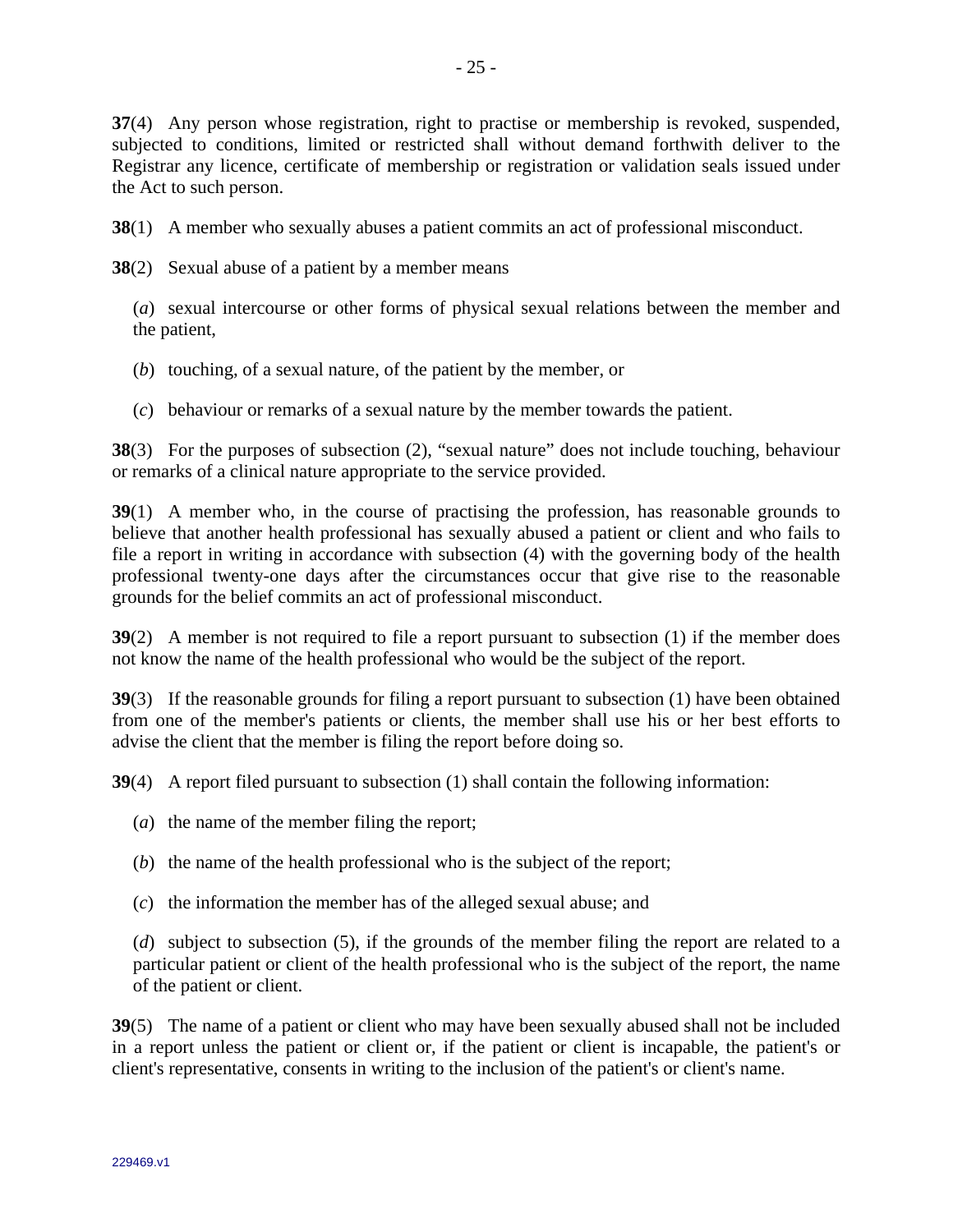**37**(4) Any person whose registration, right to practise or membership is revoked, suspended, subjected to conditions, limited or restricted shall without demand forthwith deliver to the Registrar any licence, certificate of membership or registration or validation seals issued under the Act to such person.

**38**(1) A member who sexually abuses a patient commits an act of professional misconduct.

**38**(2) Sexual abuse of a patient by a member means

(*a*) sexual intercourse or other forms of physical sexual relations between the member and the patient,

(*b*) touching, of a sexual nature, of the patient by the member, or

(*c*) behaviour or remarks of a sexual nature by the member towards the patient.

**38**(3) For the purposes of subsection (2), "sexual nature" does not include touching, behaviour or remarks of a clinical nature appropriate to the service provided.

**39**(1) A member who, in the course of practising the profession, has reasonable grounds to believe that another health professional has sexually abused a patient or client and who fails to file a report in writing in accordance with subsection (4) with the governing body of the health professional twenty-one days after the circumstances occur that give rise to the reasonable grounds for the belief commits an act of professional misconduct.

**39**(2) A member is not required to file a report pursuant to subsection (1) if the member does not know the name of the health professional who would be the subject of the report.

**39**(3) If the reasonable grounds for filing a report pursuant to subsection (1) have been obtained from one of the member's patients or clients, the member shall use his or her best efforts to advise the client that the member is filing the report before doing so.

**39**(4) A report filed pursuant to subsection (1) shall contain the following information:

(*a*) the name of the member filing the report;

(*b*) the name of the health professional who is the subject of the report;

(*c*) the information the member has of the alleged sexual abuse; and

(*d*) subject to subsection (5), if the grounds of the member filing the report are related to a particular patient or client of the health professional who is the subject of the report, the name of the patient or client.

**39**(5) The name of a patient or client who may have been sexually abused shall not be included in a report unless the patient or client or, if the patient or client is incapable, the patient's or client's representative, consents in writing to the inclusion of the patient's or client's name.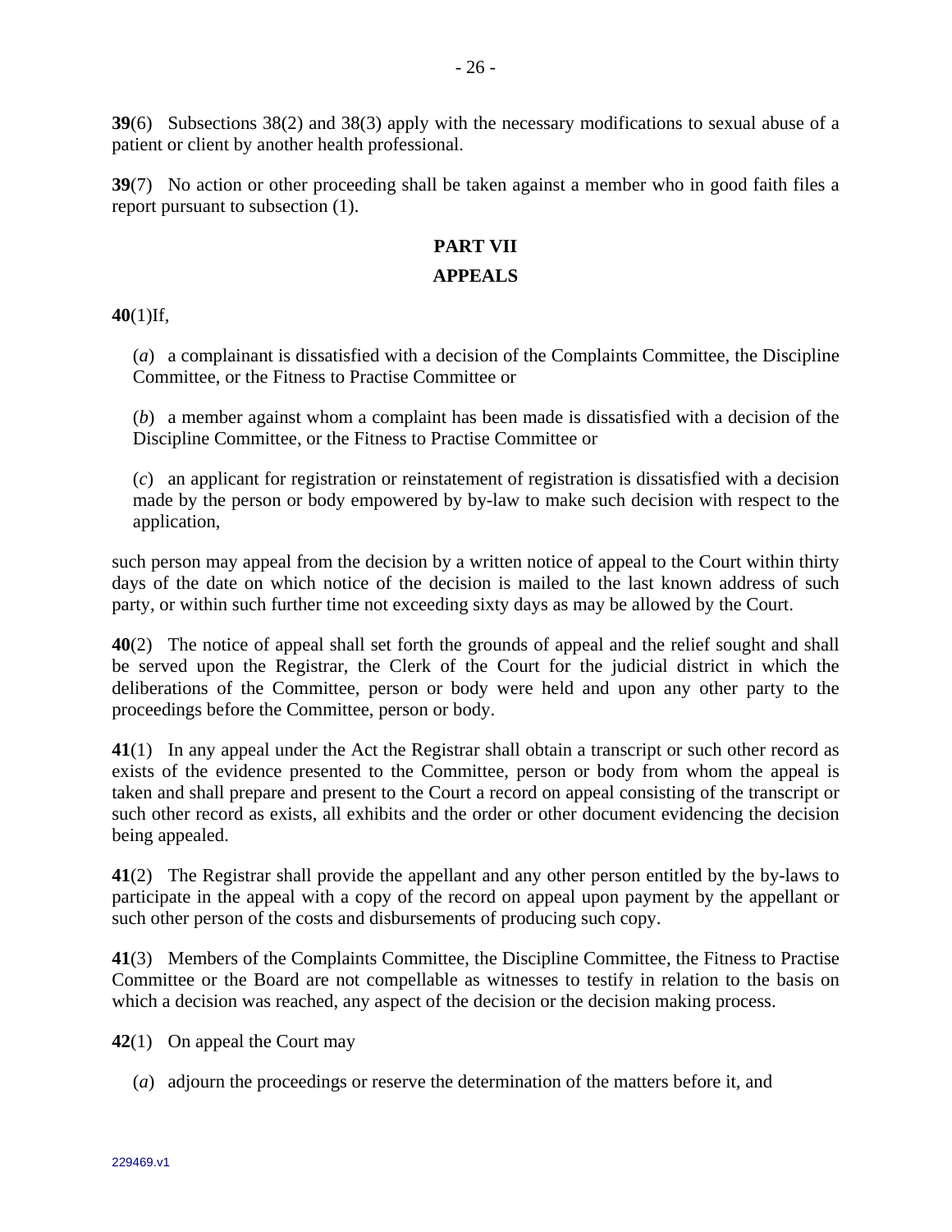**39**(6) Subsections 38(2) and 38(3) apply with the necessary modifications to sexual abuse of a patient or client by another health professional.

**39**(7) No action or other proceeding shall be taken against a member who in good faith files a report pursuant to subsection (1).

## PART VII

## APPEALS

**40**(1)If,

(*a*) a complainant is dissatisfied with a decision of the Complaints Committee, the Discipline Committee, or the Fitness to Practise Committee or

(*b*) a member against whom a complaint has been made is dissatisfied with a decision of the Discipline Committee, or the Fitness to Practise Committee or

(*c*) an applicant for registration or reinstatement of registration is dissatisfied with a decision made by the person or body empowered by by-law to make such decision with respect to the application,

such person may appeal from the decision by a written notice of appeal to the Court within thirty days of the date on which notice of the decision is mailed to the last known address of such party, or within such further time not exceeding sixty days as may be allowed by the Court.

**40**(2) The notice of appeal shall set forth the grounds of appeal and the relief sought and shall be served upon the Registrar, the Clerk of the Court for the judicial district in which the deliberations of the Committee, person or body were held and upon any other party to the proceedings before the Committee, person or body.

**41**(1) In any appeal under the Act the Registrar shall obtain a transcript or such other record as exists of the evidence presented to the Committee, person or body from whom the appeal is taken and shall prepare and present to the Court a record on appeal consisting of the transcript or such other record as exists, all exhibits and the order or other document evidencing the decision being appealed.

**41**(2) The Registrar shall provide the appellant and any other person entitled by the by-laws to participate in the appeal with a copy of the record on appeal upon payment by the appellant or such other person of the costs and disbursements of producing such copy.

**41**(3) Members of the Complaints Committee, the Discipline Committee, the Fitness to Practise Committee or the Board are not compellable as witnesses to testify in relation to the basis on which a decision was reached, any aspect of the decision or the decision making process.

**42**(1) On appeal the Court may

(*a*) adjourn the proceedings or reserve the determination of the matters before it, and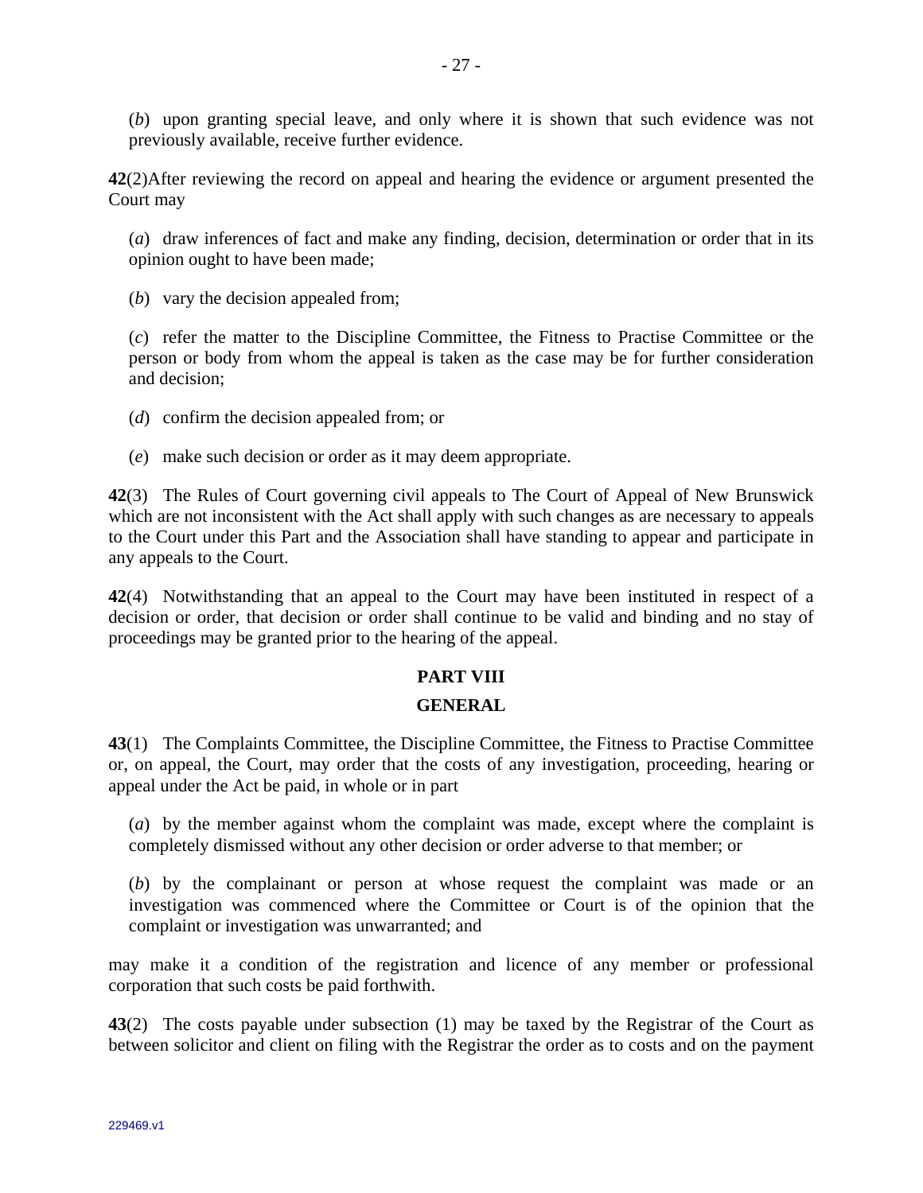(*b*) upon granting special leave, and only where it is shown that such evidence was not previously available, receive further evidence.

**42**(2)After reviewing the record on appeal and hearing the evidence or argument presented the Court may

(*a*) draw inferences of fact and make any finding, decision, determination or order that in its opinion ought to have been made;

(*b*) vary the decision appealed from;

(*c*) refer the matter to the Discipline Committee, the Fitness to Practise Committee or the person or body from whom the appeal is taken as the case may be for further consideration and decision;

(*d*) confirm the decision appealed from; or

(*e*) make such decision or order as it may deem appropriate.

**42**(3) The Rules of Court governing civil appeals to The Court of Appeal of New Brunswick which are not inconsistent with the Act shall apply with such changes as are necessary to appeals to the Court under this Part and the Association shall have standing to appear and participate in any appeals to the Court.

**42**(4) Notwithstanding that an appeal to the Court may have been instituted in respect of a decision or order, that decision or order shall continue to be valid and binding and no stay of proceedings may be granted prior to the hearing of the appeal.

## PART VIII

## GENERAL

**43**(1) The Complaints Committee, the Discipline Committee, the Fitness to Practise Committee or, on appeal, the Court, may order that the costs of any investigation, proceeding, hearing or appeal under the Act be paid, in whole or in part

(*a*) by the member against whom the complaint was made, except where the complaint is completely dismissed without any other decision or order adverse to that member; or

(*b*) by the complainant or person at whose request the complaint was made or an investigation was commenced where the Committee or Court is of the opinion that the complaint or investigation was unwarranted; and

may make it a condition of the registration and licence of any member or professional corporation that such costs be paid forthwith.

**43**(2) The costs payable under subsection (1) may be taxed by the Registrar of the Court as between solicitor and client on filing with the Registrar the order as to costs and on the payment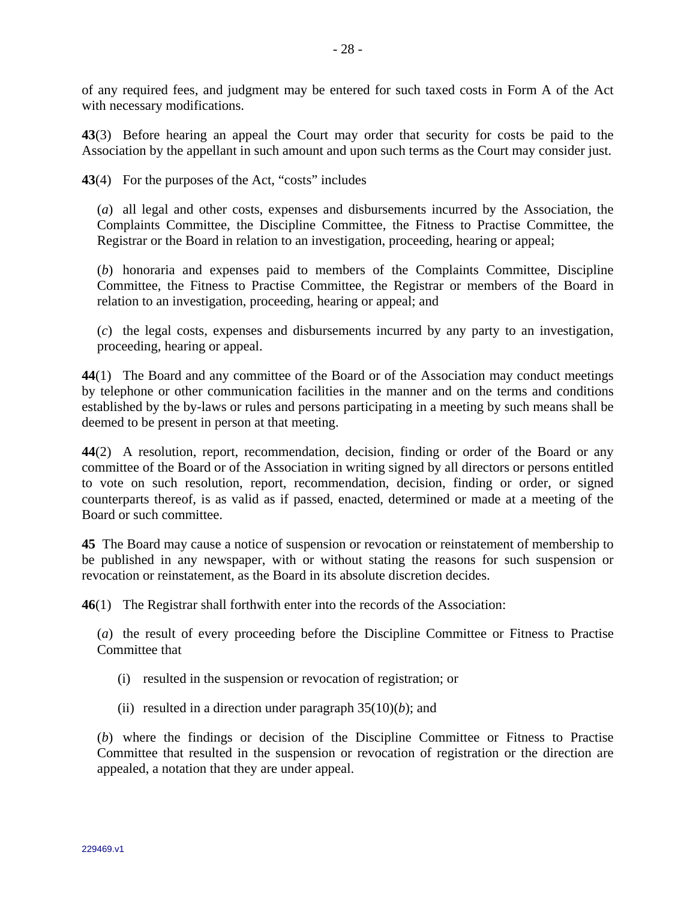of any required fees, and judgment may be entered for such taxed costs in Form A of the Act with necessary modifications.

**43**(3) Before hearing an appeal the Court may order that security for costs be paid to the Association by the appellant in such amount and upon such terms as the Court may consider just.

**43**(4) For the purposes of the Act, "costs" includes

(*a*) all legal and other costs, expenses and disbursements incurred by the Association, the Complaints Committee, the Discipline Committee, the Fitness to Practise Committee, the Registrar or the Board in relation to an investigation, proceeding, hearing or appeal;

(*b*) honoraria and expenses paid to members of the Complaints Committee, Discipline Committee, the Fitness to Practise Committee, the Registrar or members of the Board in relation to an investigation, proceeding, hearing or appeal; and

(*c*) the legal costs, expenses and disbursements incurred by any party to an investigation, proceeding, hearing or appeal.

**44**(1) The Board and any committee of the Board or of the Association may conduct meetings by telephone or other communication facilities in the manner and on the terms and conditions established by the by-laws or rules and persons participating in a meeting by such means shall be deemed to be present in person at that meeting.

**44**(2) A resolution, report, recommendation, decision, finding or order of the Board or any committee of the Board or of the Association in writing signed by all directors or persons entitled to vote on such resolution, report, recommendation, decision, finding or order, or signed counterparts thereof, is as valid as if passed, enacted, determined or made at a meeting of the Board or such committee.

**45** The Board may cause a notice of suspension or revocation or reinstatement of membership to be published in any newspaper, with or without stating the reasons for such suspension or revocation or reinstatement, as the Board in its absolute discretion decides.

**46**(1) The Registrar shall forthwith enter into the records of the Association:

(*a*) the result of every proceeding before the Discipline Committee or Fitness to Practise Committee that

(i) resulted in the suspension or revocation of registration; or

(ii) resulted in a direction under paragraph 35(10)(*b*); and

(*b*) where the findings or decision of the Discipline Committee or Fitness to Practise Committee that resulted in the suspension or revocation of registration or the direction are appealed, a notation that they are under appeal.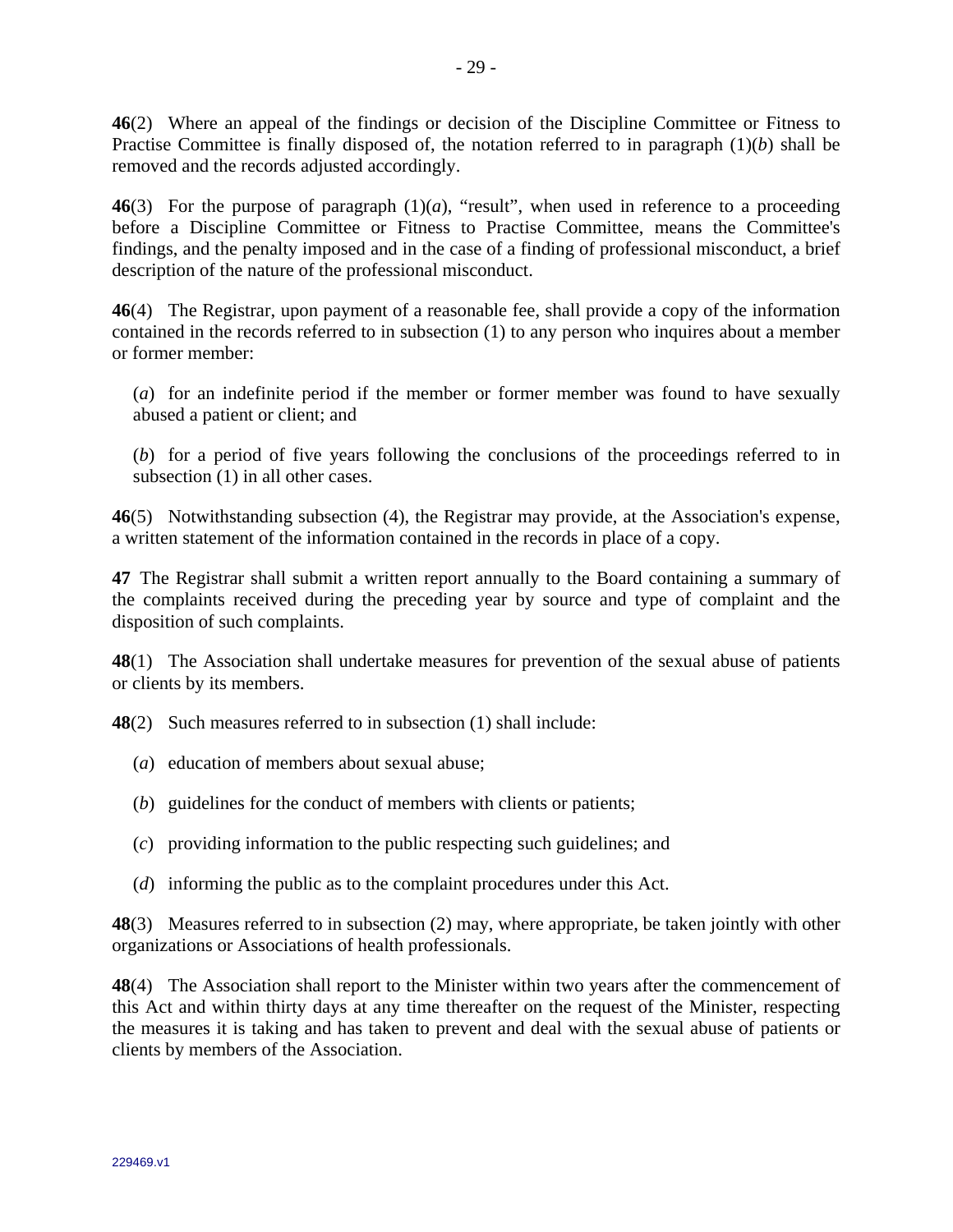**46**(2) Where an appeal of the findings or decision of the Discipline Committee or Fitness to Practise Committee is finally disposed of, the notation referred to in paragraph (1)(*b*) shall be removed and the records adjusted accordingly.

**46**(3) For the purpose of paragraph (1)(*a*), "result", when used in reference to a proceeding before a Discipline Committee or Fitness to Practise Committee, means the Committee's findings, and the penalty imposed and in the case of a finding of professional misconduct, a brief description of the nature of the professional misconduct.

**46**(4) The Registrar, upon payment of a reasonable fee, shall provide a copy of the information contained in the records referred to in subsection (1) to any person who inquires about a member or former member:

(*a*) for an indefinite period if the member or former member was found to have sexually abused a patient or client; and

(*b*) for a period of five years following the conclusions of the proceedings referred to in subsection (1) in all other cases.

**46**(5) Notwithstanding subsection (4), the Registrar may provide, at the Association's expense, a written statement of the information contained in the records in place of a copy.

**47** The Registrar shall submit a written report annually to the Board containing a summary of the complaints received during the preceding year by source and type of complaint and the disposition of such complaints.

**48**(1) The Association shall undertake measures for prevention of the sexual abuse of patients or clients by its members.

**48**(2) Such measures referred to in subsection (1) shall include:

(*a*) education of members about sexual abuse;

(*b*) guidelines for the conduct of members with clients or patients;

(*c*) providing information to the public respecting such guidelines; and

(*d*) informing the public as to the complaint procedures under this Act.

**48**(3) Measures referred to in subsection (2) may, where appropriate, be taken jointly with other organizations or Associations of health professionals.

**48**(4) The Association shall report to the Minister within two years after the commencement of this Act and within thirty days at any time thereafter on the request of the Minister, respecting the measures it is taking and has taken to prevent and deal with the sexual abuse of patients or clients by members of the Association.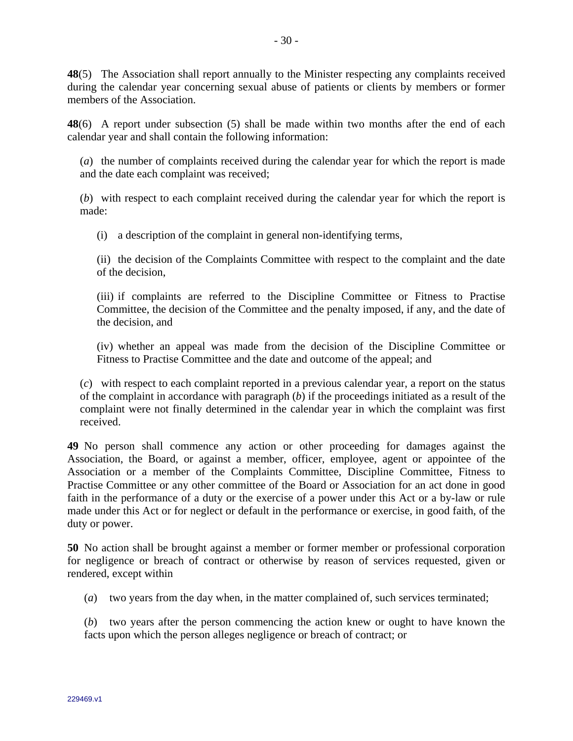**48**(5) The Association shall report annually to the Minister respecting any complaints received during the calendar year concerning sexual abuse of patients or clients by members or former members of the Association.

**48**(6) A report under subsection (5) shall be made within two months after the end of each calendar year and shall contain the following information:

(*a*) the number of complaints received during the calendar year for which the report is made and the date each complaint was received;

(*b*) with respect to each complaint received during the calendar year for which the report is made:

(i) a description of the complaint in general non-identifying terms,

(ii) the decision of the Complaints Committee with respect to the complaint and the date of the decision,

(iii) if complaints are referred to the Discipline Committee or Fitness to Practise Committee, the decision of the Committee and the penalty imposed, if any, and the date of the decision, and

(iv) whether an appeal was made from the decision of the Discipline Committee or Fitness to Practise Committee and the date and outcome of the appeal; and

(*c*) with respect to each complaint reported in a previous calendar year, a report on the status of the complaint in accordance with paragraph (*b*) if the proceedings initiated as a result of the complaint were not finally determined in the calendar year in which the complaint was first received.

**49** No person shall commence any action or other proceeding for damages against the Association, the Board, or against a member, officer, employee, agent or appointee of the Association or a member of the Complaints Committee, Discipline Committee, Fitness to Practise Committee or any other committee of the Board or Association for an act done in good faith in the performance of a duty or the exercise of a power under this Act or a by-law or rule made under this Act or for neglect or default in the performance or exercise, in good faith, of the duty or power.

**50** No action shall be brought against a member or former member or professional corporation for negligence or breach of contract or otherwise by reason of services requested, given or rendered, except within

(*a*) two years from the day when, in the matter complained of, such services terminated;

(*b*) two years after the person commencing the action knew or ought to have known the facts upon which the person alleges negligence or breach of contract; or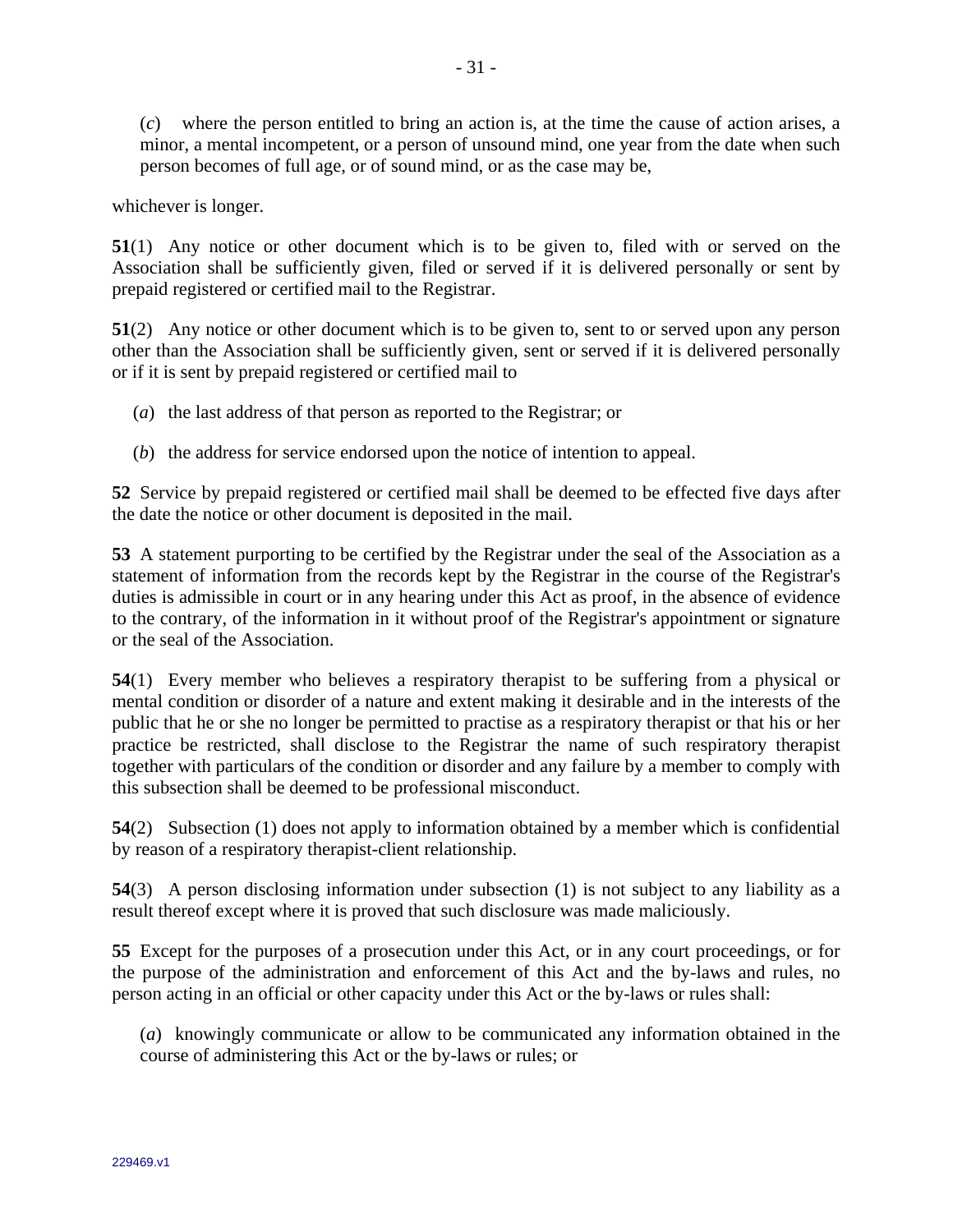(*c*) where the person entitled to bring an action is, at the time the cause of action arises, a minor, a mental incompetent, or a person of unsound mind, one year from the date when such person becomes of full age, or of sound mind, or as the case may be,

whichever is longer.

**51**(1) Any notice or other document which is to be given to, filed with or served on the Association shall be sufficiently given, filed or served if it is delivered personally or sent by prepaid registered or certified mail to the Registrar.

**51**(2) Any notice or other document which is to be given to, sent to or served upon any person other than the Association shall be sufficiently given, sent or served if it is delivered personally or if it is sent by prepaid registered or certified mail to

(*a*) the last address of that person as reported to the Registrar; or

(*b*) the address for service endorsed upon the notice of intention to appeal.

**52** Service by prepaid registered or certified mail shall be deemed to be effected five days after the date the notice or other document is deposited in the mail.

**53** A statement purporting to be certified by the Registrar under the seal of the Association as a statement of information from the records kept by the Registrar in the course of the Registrar's duties is admissible in court or in any hearing under this Act as proof, in the absence of evidence to the contrary, of the information in it without proof of the Registrar's appointment or signature or the seal of the Association.

**54**(1) Every member who believes a respiratory therapist to be suffering from a physical or mental condition or disorder of a nature and extent making it desirable and in the interests of the public that he or she no longer be permitted to practise as a respiratory therapist or that his or her practice be restricted, shall disclose to the Registrar the name of such respiratory therapist together with particulars of the condition or disorder and any failure by a member to comply with this subsection shall be deemed to be professional misconduct.

**54**(2) Subsection (1) does not apply to information obtained by a member which is confidential by reason of a respiratory therapist-client relationship.

**54**(3) A person disclosing information under subsection (1) is not subject to any liability as a result thereof except where it is proved that such disclosure was made maliciously.

**55** Except for the purposes of a prosecution under this Act, or in any court proceedings, or for the purpose of the administration and enforcement of this Act and the by-laws and rules, no person acting in an official or other capacity under this Act or the by-laws or rules shall:

(*a*) knowingly communicate or allow to be communicated any information obtained in the course of administering this Act or the by-laws or rules; or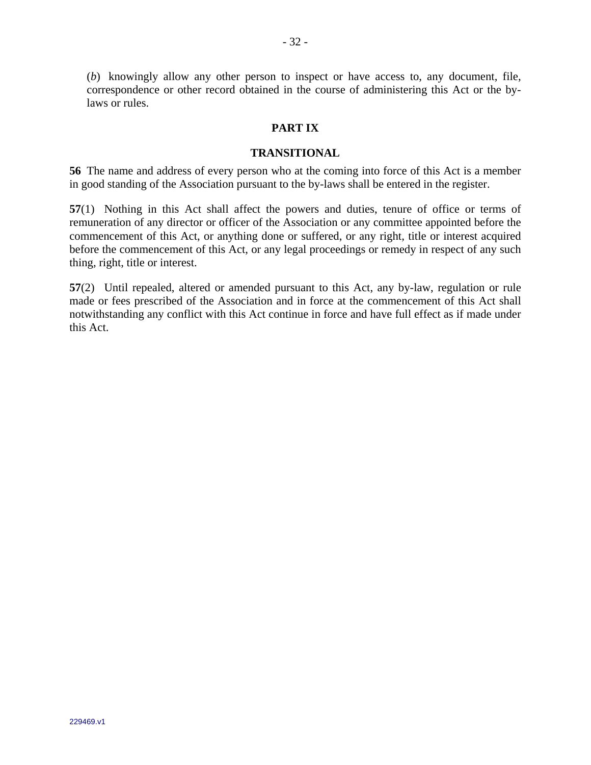(*b*) knowingly allow any other person to inspect or have access to, any document, file, correspondence or other record obtained in the course of administering this Act or the by-laws or rules.

## PART IX

## TRANSITIONAL

**56** The name and address of every person who at the coming into force of this Act is a member in good standing of the Association pursuant to the by-laws shall be entered in the register.

**57**(1) Nothing in this Act shall affect the powers and duties, tenure of office or terms of remuneration of any director or officer of the Association or any committee appointed before the commencement of this Act, or anything done or suffered, or any right, title or interest acquired before the commencement of this Act, or any legal proceedings or remedy in respect of any such thing, right, title or interest.

**57**(2) Until repealed, altered or amended pursuant to this Act, any by-law, regulation or rule made or fees prescribed of the Association and in force at the commencement of this Act shall notwithstanding any conflict with this Act continue in force and have full effect as if made under this Act.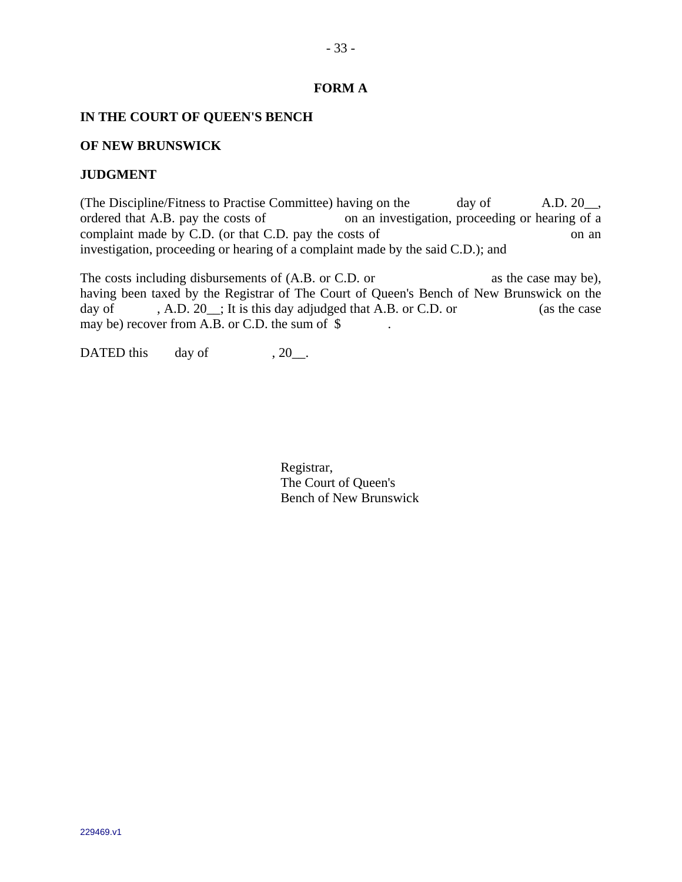**FORM A**

**IN THE COURT OF QUEEN'S BENCH**

**OF NEW BRUNSWICK**

**JUDGMENT**

(The Discipline/Fitness to Practise Committee) having on the day of A.D. 20__, ordered that A.B. pay the costs of on an investigation, proceeding or hearing of a complaint made by C.D. (or that C.D. pay the costs of on an investigation, proceeding or hearing of a complaint made by the said C.D.); and

The costs including disbursements of (A.B. or C.D. or as the case may be), having been taxed by the Registrar of The Court of Queen's Bench of New Brunswick on the day of , A.D. 20__; It is this day adjudged that A.B. or C.D. or (as the case may be) recover from A.B. or C.D. the sum of $ .

DATED this day of , 20__.

Registrar,
The Court of Queen's
Bench of New Brunswick